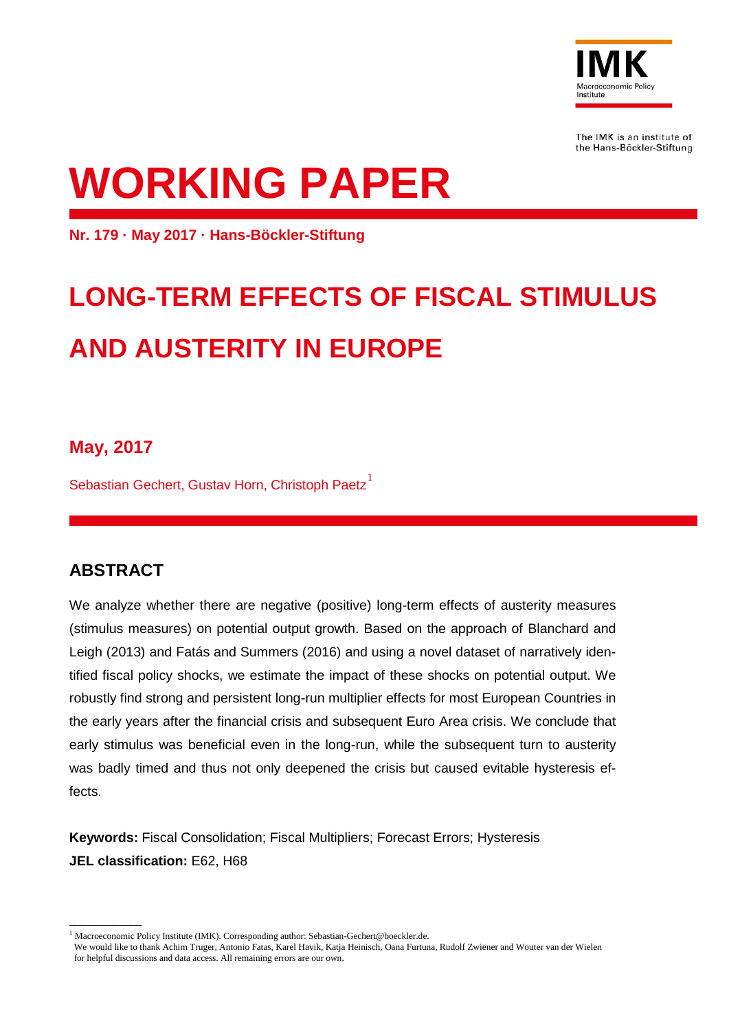IMK

Macroeconomic Policy Institute

The IMK is an institute of the Hans-Böckler-Stiftung

# WORKING PAPER

**Nr. 179 · May 2017 · Hans-Böckler-Stiftung**

# LONG-TERM EFFECTS OF FISCAL STIMULUS AND AUSTERITY IN EUROPE

**May, 2017**

Sebastian Gechert, Gustav Horn, Christoph Paetz[1]

## ABSTRACT

We analyze whether there are negative (positive) long-term effects of austerity measures (stimulus measures) on potential output growth. Based on the approach of Blanchard and Leigh (2013) and Fatás and Summers (2016) and using a novel dataset of narratively identified fiscal policy shocks, we estimate the impact of these shocks on potential output. We robustly find strong and persistent long-run multiplier effects for most European Countries in the early years after the financial crisis and subsequent Euro Area crisis. We conclude that early stimulus was beneficial even in the long-run, while the subsequent turn to austerity was badly timed and thus not only deepened the crisis but caused evitable hysteresis effects.

**Keywords:** Fiscal Consolidation; Fiscal Multipliers; Forecast Errors; Hysteresis
**JEL classification:** E62, H68

[1] Macroeconomic Policy Institute (IMK). Corresponding author: Sebastian-Gechert@boeckler.de.
We would like to thank Achim Truger, Antonio Fatas, Karel Havik, Katja Heinisch, Oana Furtuna, Rudolf Zwiener and Wouter van der Wielen for helpful discussions and data access. All remaining errors are our own.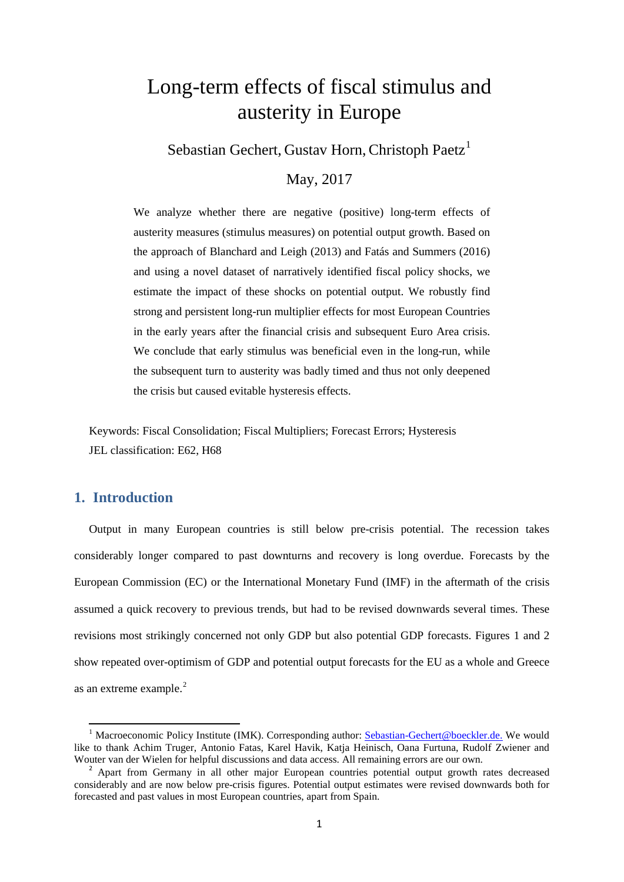# Long-term effects of fiscal stimulus and austerity in Europe

Sebastian Gechert, Gustav Horn, Christoph Paetz[1]

May, 2017

We analyze whether there are negative (positive) long-term effects of austerity measures (stimulus measures) on potential output growth. Based on the approach of Blanchard and Leigh (2013) and Fatás and Summers (2016) and using a novel dataset of narratively identified fiscal policy shocks, we estimate the impact of these shocks on potential output. We robustly find strong and persistent long-run multiplier effects for most European Countries in the early years after the financial crisis and subsequent Euro Area crisis. We conclude that early stimulus was beneficial even in the long-run, while the subsequent turn to austerity was badly timed and thus not only deepened the crisis but caused evitable hysteresis effects.

Keywords: Fiscal Consolidation; Fiscal Multipliers; Forecast Errors; Hysteresis
JEL classification: E62, H68

## 1. Introduction

Output in many European countries is still below pre-crisis potential. The recession takes considerably longer compared to past downturns and recovery is long overdue. Forecasts by the European Commission (EC) or the International Monetary Fund (IMF) in the aftermath of the crisis assumed a quick recovery to previous trends, but had to be revised downwards several times. These revisions most strikingly concerned not only GDP but also potential GDP forecasts. Figures 1 and 2 show repeated over-optimism of GDP and potential output forecasts for the EU as a whole and Greece as an extreme example.[2]

---

[1] Macroeconomic Policy Institute (IMK). Corresponding author: Sebastian-Gechert@boeckler.de. We would like to thank Achim Truger, Antonio Fatas, Karel Havik, Katja Heinisch, Oana Furtuna, Rudolf Zwiener and Wouter van der Wielen for helpful discussions and data access. All remaining errors are our own.

[2] Apart from Germany in all other major European countries potential output growth rates decreased considerably and are now below pre-crisis figures. Potential output estimates were revised downwards both for forecasted and past values in most European countries, apart from Spain.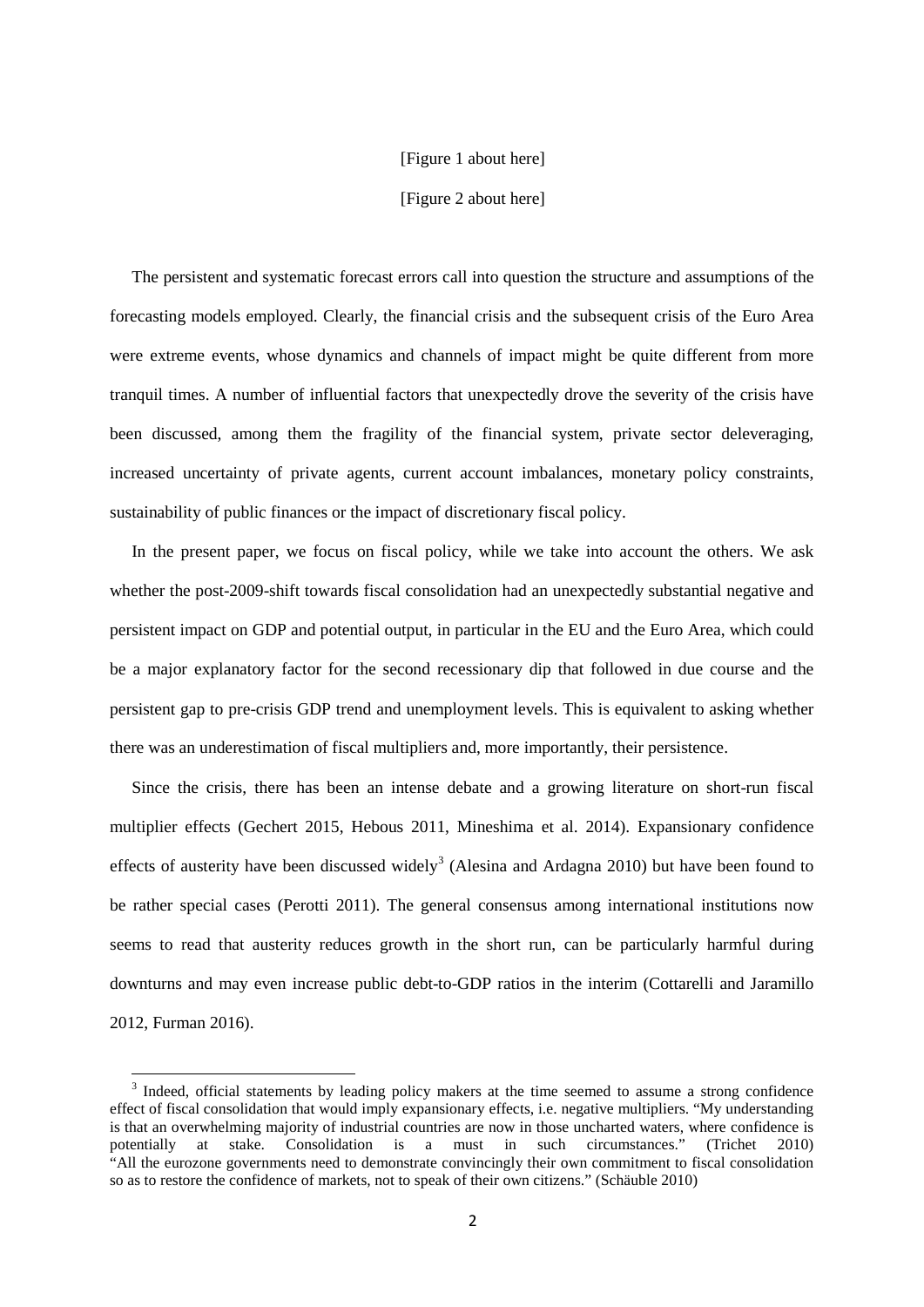[Figure 1 about here]

[Figure 2 about here]

The persistent and systematic forecast errors call into question the structure and assumptions of the forecasting models employed. Clearly, the financial crisis and the subsequent crisis of the Euro Area were extreme events, whose dynamics and channels of impact might be quite different from more tranquil times. A number of influential factors that unexpectedly drove the severity of the crisis have been discussed, among them the fragility of the financial system, private sector deleveraging, increased uncertainty of private agents, current account imbalances, monetary policy constraints, sustainability of public finances or the impact of discretionary fiscal policy.

In the present paper, we focus on fiscal policy, while we take into account the others. We ask whether the post-2009-shift towards fiscal consolidation had an unexpectedly substantial negative and persistent impact on GDP and potential output, in particular in the EU and the Euro Area, which could be a major explanatory factor for the second recessionary dip that followed in due course and the persistent gap to pre-crisis GDP trend and unemployment levels. This is equivalent to asking whether there was an underestimation of fiscal multipliers and, more importantly, their persistence.

Since the crisis, there has been an intense debate and a growing literature on short-run fiscal multiplier effects (Gechert 2015, Hebous 2011, Mineshima et al. 2014). Expansionary confidence effects of austerity have been discussed widely[3] (Alesina and Ardagna 2010) but have been found to be rather special cases (Perotti 2011). The general consensus among international institutions now seems to read that austerity reduces growth in the short run, can be particularly harmful during downturns and may even increase public debt-to-GDP ratios in the interim (Cottarelli and Jaramillo 2012, Furman 2016).

[3] Indeed, official statements by leading policy makers at the time seemed to assume a strong confidence effect of fiscal consolidation that would imply expansionary effects, i.e. negative multipliers. "My understanding is that an overwhelming majority of industrial countries are now in those uncharted waters, where confidence is potentially at stake. Consolidation is a must in such circumstances." (Trichet 2010) "All the eurozone governments need to demonstrate convincingly their own commitment to fiscal consolidation so as to restore the confidence of markets, not to speak of their own citizens." (Schäuble 2010)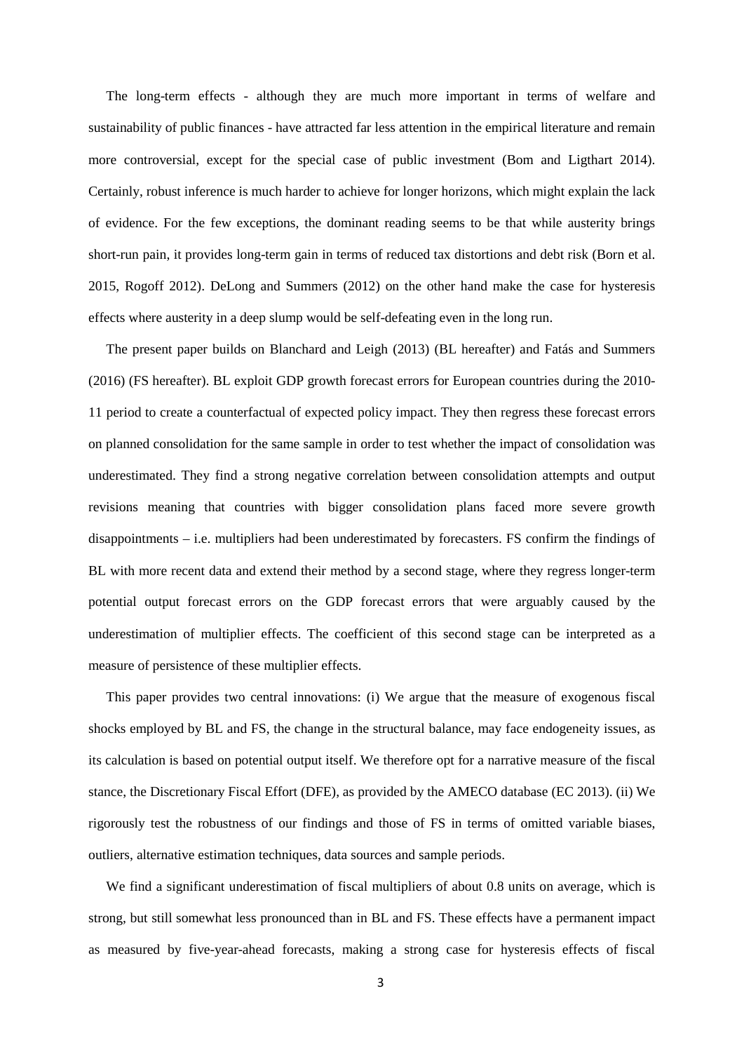The long-term effects - although they are much more important in terms of welfare and sustainability of public finances - have attracted far less attention in the empirical literature and remain more controversial, except for the special case of public investment (Bom and Ligthart 2014). Certainly, robust inference is much harder to achieve for longer horizons, which might explain the lack of evidence. For the few exceptions, the dominant reading seems to be that while austerity brings short-run pain, it provides long-term gain in terms of reduced tax distortions and debt risk (Born et al. 2015, Rogoff 2012). DeLong and Summers (2012) on the other hand make the case for hysteresis effects where austerity in a deep slump would be self-defeating even in the long run.

The present paper builds on Blanchard and Leigh (2013) (BL hereafter) and Fatás and Summers (2016) (FS hereafter). BL exploit GDP growth forecast errors for European countries during the 2010-11 period to create a counterfactual of expected policy impact. They then regress these forecast errors on planned consolidation for the same sample in order to test whether the impact of consolidation was underestimated. They find a strong negative correlation between consolidation attempts and output revisions meaning that countries with bigger consolidation plans faced more severe growth disappointments – i.e. multipliers had been underestimated by forecasters. FS confirm the findings of BL with more recent data and extend their method by a second stage, where they regress longer-term potential output forecast errors on the GDP forecast errors that were arguably caused by the underestimation of multiplier effects. The coefficient of this second stage can be interpreted as a measure of persistence of these multiplier effects.

This paper provides two central innovations: (i) We argue that the measure of exogenous fiscal shocks employed by BL and FS, the change in the structural balance, may face endogeneity issues, as its calculation is based on potential output itself. We therefore opt for a narrative measure of the fiscal stance, the Discretionary Fiscal Effort (DFE), as provided by the AMECO database (EC 2013). (ii) We rigorously test the robustness of our findings and those of FS in terms of omitted variable biases, outliers, alternative estimation techniques, data sources and sample periods.

We find a significant underestimation of fiscal multipliers of about 0.8 units on average, which is strong, but still somewhat less pronounced than in BL and FS. These effects have a permanent impact as measured by five-year-ahead forecasts, making a strong case for hysteresis effects of fiscal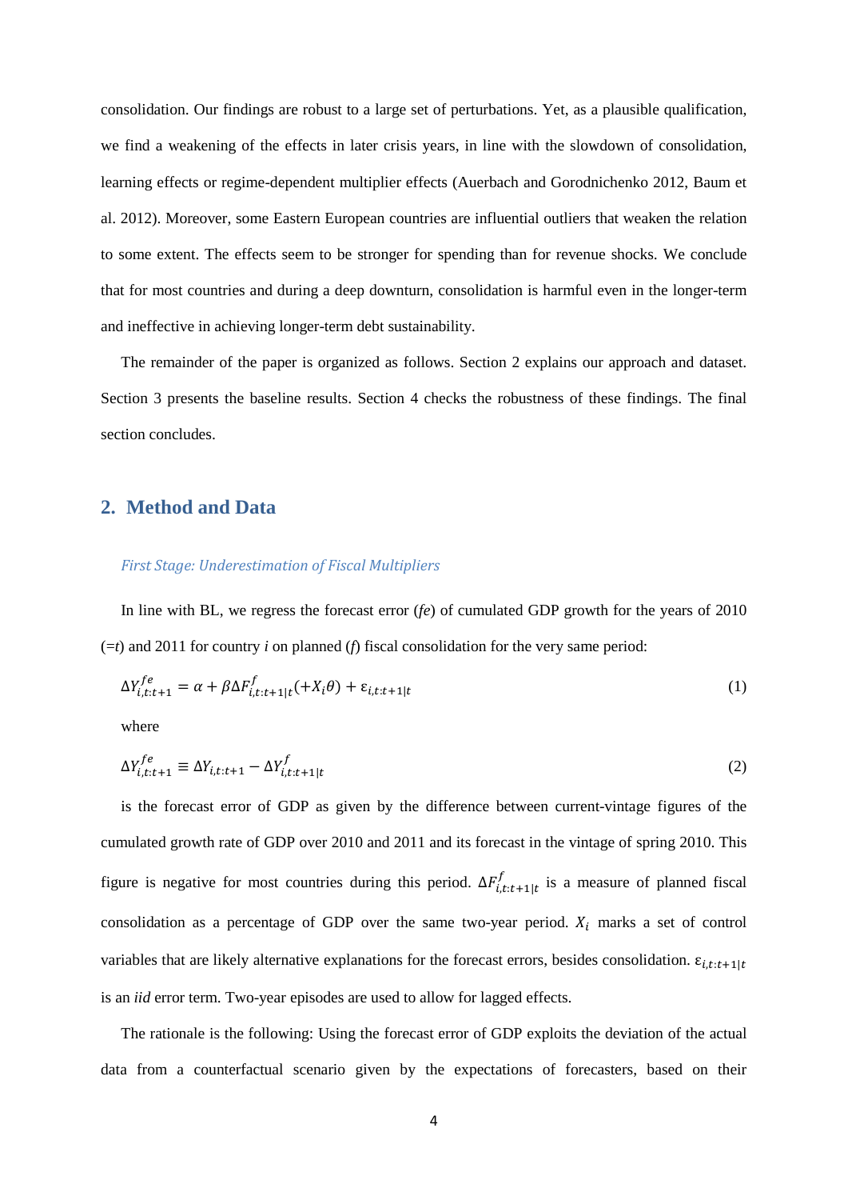consolidation. Our findings are robust to a large set of perturbations. Yet, as a plausible qualification, we find a weakening of the effects in later crisis years, in line with the slowdown of consolidation, learning effects or regime-dependent multiplier effects (Auerbach and Gorodnichenko 2012, Baum et al. 2012). Moreover, some Eastern European countries are influential outliers that weaken the relation to some extent. The effects seem to be stronger for spending than for revenue shocks. We conclude that for most countries and during a deep downturn, consolidation is harmful even in the longer-term and ineffective in achieving longer-term debt sustainability.

The remainder of the paper is organized as follows. Section 2 explains our approach and dataset. Section 3 presents the baseline results. Section 4 checks the robustness of these findings. The final section concludes.

## 2. Method and Data

### *First Stage: Underestimation of Fiscal Multipliers*

In line with BL, we regress the forecast error (*fe*) of cumulated GDP growth for the years of 2010 (=*t*) and 2011 for country *i* on planned (*f*) fiscal consolidation for the very same period:

$$\Delta Y^{fe}_{i,t:t+1} = \alpha + \beta \Delta F^{f}_{i,t:t+1|t}(+X_i\theta) + \varepsilon_{i,t:t+1|t} \tag{1}$$

where

$$\Delta Y^{fe}_{i,t:t+1} \equiv \Delta Y_{i,t:t+1} - \Delta Y^{f}_{i,t:t+1|t} \tag{2}$$

is the forecast error of GDP as given by the difference between current-vintage figures of the cumulated growth rate of GDP over 2010 and 2011 and its forecast in the vintage of spring 2010. This figure is negative for most countries during this period. $\Delta F^{f}_{i,t:t+1|t}$ is a measure of planned fiscal consolidation as a percentage of GDP over the same two-year period. $X_i$ marks a set of control variables that are likely alternative explanations for the forecast errors, besides consolidation. $\varepsilon_{i,t:t+1|t}$ is an *iid* error term. Two-year episodes are used to allow for lagged effects.

The rationale is the following: Using the forecast error of GDP exploits the deviation of the actual data from a counterfactual scenario given by the expectations of forecasters, based on their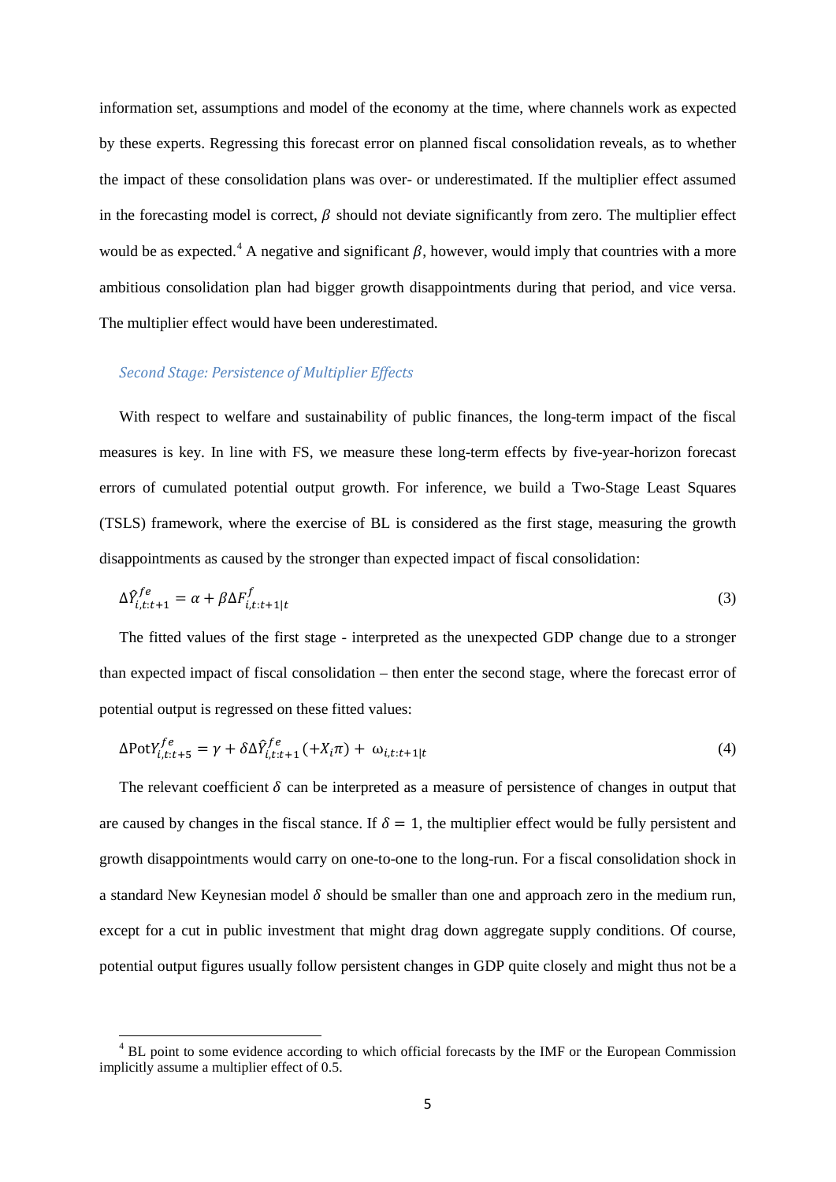information set, assumptions and model of the economy at the time, where channels work as expected by these experts. Regressing this forecast error on planned fiscal consolidation reveals, as to whether the impact of these consolidation plans was over- or underestimated. If the multiplier effect assumed in the forecasting model is correct, $\beta$ should not deviate significantly from zero. The multiplier effect would be as expected.[4] A negative and significant $\beta$, however, would imply that countries with a more ambitious consolidation plan had bigger growth disappointments during that period, and vice versa. The multiplier effect would have been underestimated.

### *Second Stage: Persistence of Multiplier Effects*

With respect to welfare and sustainability of public finances, the long-term impact of the fiscal measures is key. In line with FS, we measure these long-term effects by five-year-horizon forecast errors of cumulated potential output growth. For inference, we build a Two-Stage Least Squares (TSLS) framework, where the exercise of BL is considered as the first stage, measuring the growth disappointments as caused by the stronger than expected impact of fiscal consolidation:

$$\Delta \hat{Y}^{fe}_{i,t:t+1} = \alpha + \beta \Delta F^{f}_{i,t:t+1|t} \tag{3}$$

The fitted values of the first stage - interpreted as the unexpected GDP change due to a stronger than expected impact of fiscal consolidation – then enter the second stage, where the forecast error of potential output is regressed on these fitted values:

$$\Delta \text{Pot}Y^{fe}_{i,t:t+5} = \gamma + \delta \Delta \hat{Y}^{fe}_{i,t:t+1} (+X_i \pi) + \omega_{i,t:t+1|t} \tag{4}$$

The relevant coefficient $\delta$ can be interpreted as a measure of persistence of changes in output that are caused by changes in the fiscal stance. If $\delta = 1$, the multiplier effect would be fully persistent and growth disappointments would carry on one-to-one to the long-run. For a fiscal consolidation shock in a standard New Keynesian model $\delta$ should be smaller than one and approach zero in the medium run, except for a cut in public investment that might drag down aggregate supply conditions. Of course, potential output figures usually follow persistent changes in GDP quite closely and might thus not be a

---

[4] BL point to some evidence according to which official forecasts by the IMF or the European Commission implicitly assume a multiplier effect of 0.5.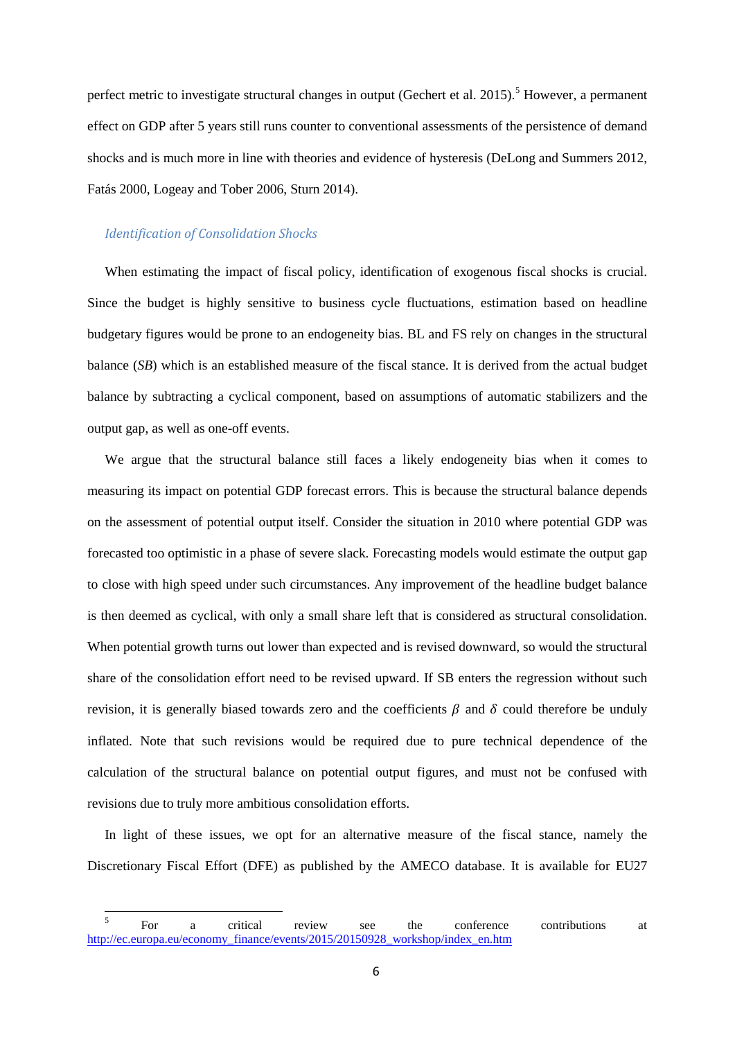perfect metric to investigate structural changes in output (Gechert et al. 2015).[5] However, a permanent effect on GDP after 5 years still runs counter to conventional assessments of the persistence of demand shocks and is much more in line with theories and evidence of hysteresis (DeLong and Summers 2012, Fatás 2000, Logeay and Tober 2006, Sturn 2014).

### *Identification of Consolidation Shocks*

When estimating the impact of fiscal policy, identification of exogenous fiscal shocks is crucial. Since the budget is highly sensitive to business cycle fluctuations, estimation based on headline budgetary figures would be prone to an endogeneity bias. BL and FS rely on changes in the structural balance (*SB*) which is an established measure of the fiscal stance. It is derived from the actual budget balance by subtracting a cyclical component, based on assumptions of automatic stabilizers and the output gap, as well as one-off events.

We argue that the structural balance still faces a likely endogeneity bias when it comes to measuring its impact on potential GDP forecast errors. This is because the structural balance depends on the assessment of potential output itself. Consider the situation in 2010 where potential GDP was forecasted too optimistic in a phase of severe slack. Forecasting models would estimate the output gap to close with high speed under such circumstances. Any improvement of the headline budget balance is then deemed as cyclical, with only a small share left that is considered as structural consolidation. When potential growth turns out lower than expected and is revised downward, so would the structural share of the consolidation effort need to be revised upward. If SB enters the regression without such revision, it is generally biased towards zero and the coefficients $\beta$ and $\delta$ could therefore be unduly inflated. Note that such revisions would be required due to pure technical dependence of the calculation of the structural balance on potential output figures, and must not be confused with revisions due to truly more ambitious consolidation efforts.

In light of these issues, we opt for an alternative measure of the fiscal stance, namely the Discretionary Fiscal Effort (DFE) as published by the AMECO database. It is available for EU27

[5] For a critical review see the conference contributions at http://ec.europa.eu/economy_finance/events/2015/20150928_workshop/index_en.htm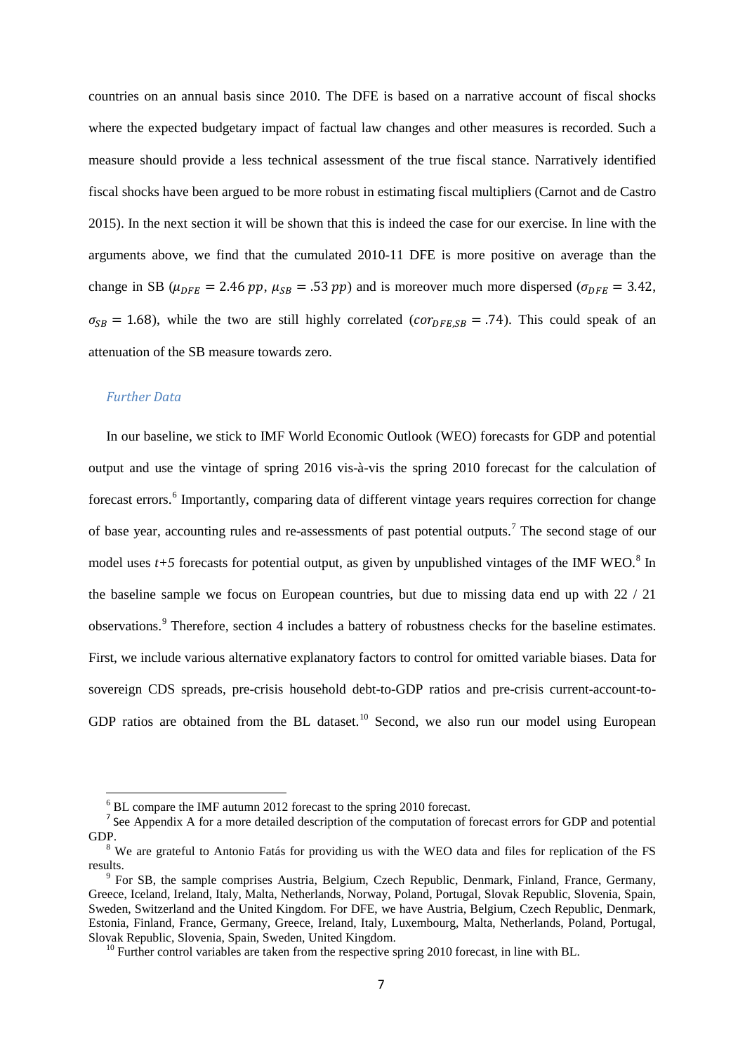countries on an annual basis since 2010. The DFE is based on a narrative account of fiscal shocks where the expected budgetary impact of factual law changes and other measures is recorded. Such a measure should provide a less technical assessment of the true fiscal stance. Narratively identified fiscal shocks have been argued to be more robust in estimating fiscal multipliers (Carnot and de Castro 2015). In the next section it will be shown that this is indeed the case for our exercise. In line with the arguments above, we find that the cumulated 2010-11 DFE is more positive on average than the change in SB ($\mu_{DFE} = 2.46\ pp$, $\mu_{SB} = .53\ pp$) and is moreover much more dispersed ($\sigma_{DFE} = 3.42$, $\sigma_{SB} = 1.68$), while the two are still highly correlated ($cor_{DFE,SB} = .74$). This could speak of an attenuation of the SB measure towards zero.

### *Further Data*

In our baseline, we stick to IMF World Economic Outlook (WEO) forecasts for GDP and potential output and use the vintage of spring 2016 vis-à-vis the spring 2010 forecast for the calculation of forecast errors.[6] Importantly, comparing data of different vintage years requires correction for change of base year, accounting rules and re-assessments of past potential outputs.[7] The second stage of our model uses *t+5* forecasts for potential output, as given by unpublished vintages of the IMF WEO.[8] In the baseline sample we focus on European countries, but due to missing data end up with 22 / 21 observations.[9] Therefore, section 4 includes a battery of robustness checks for the baseline estimates. First, we include various alternative explanatory factors to control for omitted variable biases. Data for sovereign CDS spreads, pre-crisis household debt-to-GDP ratios and pre-crisis current-account-to-GDP ratios are obtained from the BL dataset.[10] Second, we also run our model using European

---

[6] BL compare the IMF autumn 2012 forecast to the spring 2010 forecast.

[7] See Appendix A for a more detailed description of the computation of forecast errors for GDP and potential GDP.

[8] We are grateful to Antonio Fatás for providing us with the WEO data and files for replication of the FS results.

[9] For SB, the sample comprises Austria, Belgium, Czech Republic, Denmark, Finland, France, Germany, Greece, Iceland, Ireland, Italy, Malta, Netherlands, Norway, Poland, Portugal, Slovak Republic, Slovenia, Spain, Sweden, Switzerland and the United Kingdom. For DFE, we have Austria, Belgium, Czech Republic, Denmark, Estonia, Finland, France, Germany, Greece, Ireland, Italy, Luxembourg, Malta, Netherlands, Poland, Portugal, Slovak Republic, Slovenia, Spain, Sweden, United Kingdom.

[10] Further control variables are taken from the respective spring 2010 forecast, in line with BL.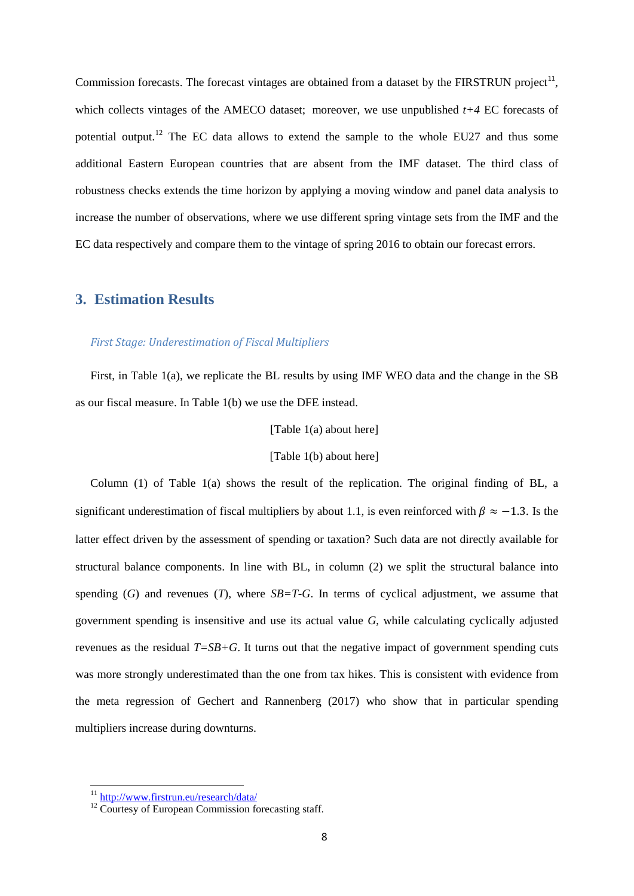Commission forecasts. The forecast vintages are obtained from a dataset by the FIRSTRUN project[11], which collects vintages of the AMECO dataset; moreover, we use unpublished *t+4* EC forecasts of potential output.[12] The EC data allows to extend the sample to the whole EU27 and thus some additional Eastern European countries that are absent from the IMF dataset. The third class of robustness checks extends the time horizon by applying a moving window and panel data analysis to increase the number of observations, where we use different spring vintage sets from the IMF and the EC data respectively and compare them to the vintage of spring 2016 to obtain our forecast errors.

## 3. Estimation Results

### *First Stage: Underestimation of Fiscal Multipliers*

First, in Table 1(a), we replicate the BL results by using IMF WEO data and the change in the SB as our fiscal measure. In Table 1(b) we use the DFE instead.

[Table 1(a) about here]

[Table 1(b) about here]

Column (1) of Table 1(a) shows the result of the replication. The original finding of BL, a significant underestimation of fiscal multipliers by about 1.1, is even reinforced with $\beta \approx -1.3$. Is the latter effect driven by the assessment of spending or taxation? Such data are not directly available for structural balance components. In line with BL, in column (2) we split the structural balance into spending ($G$) and revenues ($T$), where $SB=T-G$. In terms of cyclical adjustment, we assume that government spending is insensitive and use its actual value $G$, while calculating cyclically adjusted revenues as the residual $T=SB+G$. It turns out that the negative impact of government spending cuts was more strongly underestimated than the one from tax hikes. This is consistent with evidence from the meta regression of Gechert and Rannenberg (2017) who show that in particular spending multipliers increase during downturns.

[11] http://www.firstrun.eu/research/data/

[12] Courtesy of European Commission forecasting staff.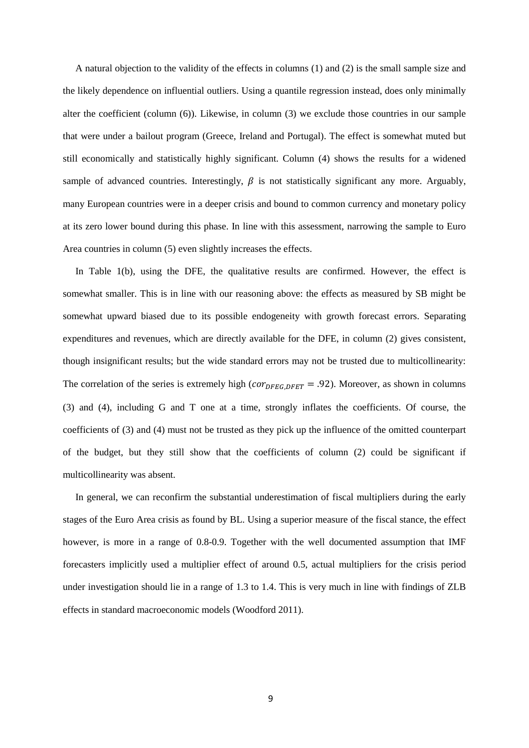A natural objection to the validity of the effects in columns (1) and (2) is the small sample size and the likely dependence on influential outliers. Using a quantile regression instead, does only minimally alter the coefficient (column (6)). Likewise, in column (3) we exclude those countries in our sample that were under a bailout program (Greece, Ireland and Portugal). The effect is somewhat muted but still economically and statistically highly significant. Column (4) shows the results for a widened sample of advanced countries. Interestingly, $\beta$ is not statistically significant any more. Arguably, many European countries were in a deeper crisis and bound to common currency and monetary policy at its zero lower bound during this phase. In line with this assessment, narrowing the sample to Euro Area countries in column (5) even slightly increases the effects.

In Table 1(b), using the DFE, the qualitative results are confirmed. However, the effect is somewhat smaller. This is in line with our reasoning above: the effects as measured by SB might be somewhat upward biased due to its possible endogeneity with growth forecast errors. Separating expenditures and revenues, which are directly available for the DFE, in column (2) gives consistent, though insignificant results; but the wide standard errors may not be trusted due to multicollinearity: The correlation of the series is extremely high ($cor_{DFEG,DFET} = .92$). Moreover, as shown in columns (3) and (4), including G and T one at a time, strongly inflates the coefficients. Of course, the coefficients of (3) and (4) must not be trusted as they pick up the influence of the omitted counterpart of the budget, but they still show that the coefficients of column (2) could be significant if multicollinearity was absent.

In general, we can reconfirm the substantial underestimation of fiscal multipliers during the early stages of the Euro Area crisis as found by BL. Using a superior measure of the fiscal stance, the effect however, is more in a range of 0.8-0.9. Together with the well documented assumption that IMF forecasters implicitly used a multiplier effect of around 0.5, actual multipliers for the crisis period under investigation should lie in a range of 1.3 to 1.4. This is very much in line with findings of ZLB effects in standard macroeconomic models (Woodford 2011).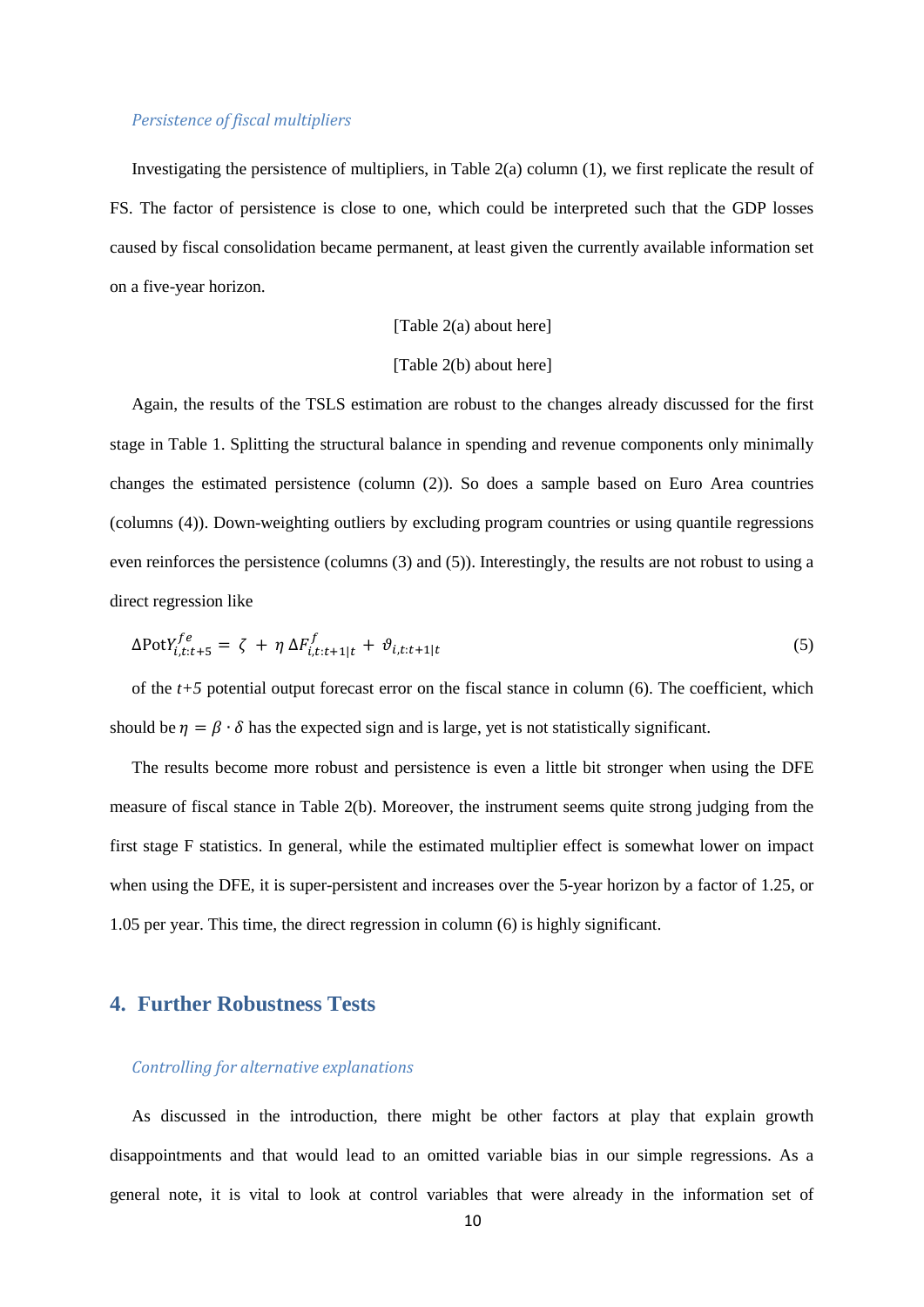### *Persistence of fiscal multipliers*

Investigating the persistence of multipliers, in Table 2(a) column (1), we first replicate the result of FS. The factor of persistence is close to one, which could be interpreted such that the GDP losses caused by fiscal consolidation became permanent, at least given the currently available information set on a five-year horizon.

[Table 2(a) about here]

[Table 2(b) about here]

Again, the results of the TSLS estimation are robust to the changes already discussed for the first stage in Table 1. Splitting the structural balance in spending and revenue components only minimally changes the estimated persistence (column (2)). So does a sample based on Euro Area countries (columns (4)). Down-weighting outliers by excluding program countries or using quantile regressions even reinforces the persistence (columns (3) and (5)). Interestingly, the results are not robust to using a direct regression like

$$\Delta \text{Pot}Y^{fe}_{i,t:t+5} = \zeta + \eta\, \Delta F^{f}_{i,t:t+1|t} + \vartheta_{i,t:t+1|t} \tag{5}$$

of the *t+5* potential output forecast error on the fiscal stance in column (6). The coefficient, which should be $\eta = \beta \cdot \delta$ has the expected sign and is large, yet is not statistically significant.

The results become more robust and persistence is even a little bit stronger when using the DFE measure of fiscal stance in Table 2(b). Moreover, the instrument seems quite strong judging from the first stage F statistics. In general, while the estimated multiplier effect is somewhat lower on impact when using the DFE, it is super-persistent and increases over the 5-year horizon by a factor of 1.25, or 1.05 per year. This time, the direct regression in column (6) is highly significant.

## 4. Further Robustness Tests

### *Controlling for alternative explanations*

As discussed in the introduction, there might be other factors at play that explain growth disappointments and that would lead to an omitted variable bias in our simple regressions. As a general note, it is vital to look at control variables that were already in the information set of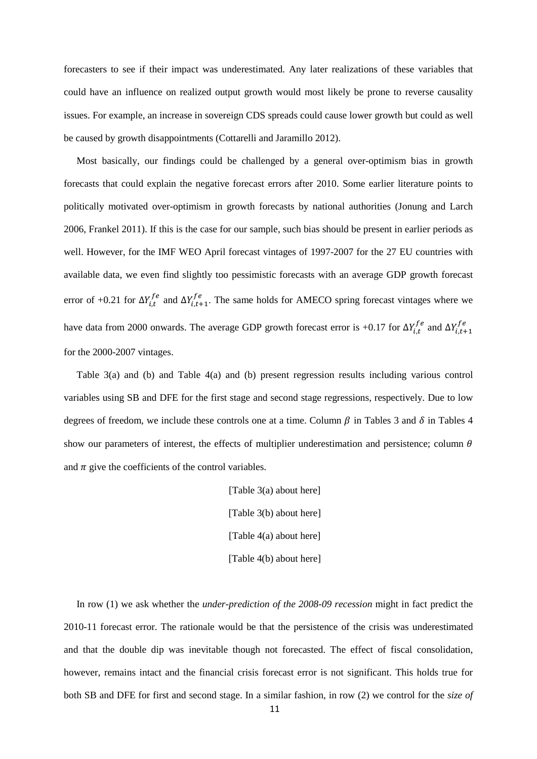forecasters to see if their impact was underestimated. Any later realizations of these variables that could have an influence on realized output growth would most likely be prone to reverse causality issues. For example, an increase in sovereign CDS spreads could cause lower growth but could as well be caused by growth disappointments (Cottarelli and Jaramillo 2012).

Most basically, our findings could be challenged by a general over-optimism bias in growth forecasts that could explain the negative forecast errors after 2010. Some earlier literature points to politically motivated over-optimism in growth forecasts by national authorities (Jonung and Larch 2006, Frankel 2011). If this is the case for our sample, such bias should be present in earlier periods as well. However, for the IMF WEO April forecast vintages of 1997-2007 for the 27 EU countries with available data, we even find slightly too pessimistic forecasts with an average GDP growth forecast error of +0.21 for $\Delta Y_{i,t}^{fe}$ and $\Delta Y_{i,t+1}^{fe}$. The same holds for AMECO spring forecast vintages where we have data from 2000 onwards. The average GDP growth forecast error is +0.17 for $\Delta Y_{i,t}^{fe}$ and $\Delta Y_{i,t+1}^{fe}$ for the 2000-2007 vintages.

Table 3(a) and (b) and Table 4(a) and (b) present regression results including various control variables using SB and DFE for the first stage and second stage regressions, respectively. Due to low degrees of freedom, we include these controls one at a time. Column $\beta$ in Tables 3 and $\delta$ in Tables 4 show our parameters of interest, the effects of multiplier underestimation and persistence; column $\theta$ and $\pi$ give the coefficients of the control variables.

[Table 3(a) about here]

[Table 3(b) about here]

[Table 4(a) about here]

[Table 4(b) about here]

In row (1) we ask whether the *under-prediction of the 2008-09 recession* might in fact predict the 2010-11 forecast error. The rationale would be that the persistence of the crisis was underestimated and that the double dip was inevitable though not forecasted. The effect of fiscal consolidation, however, remains intact and the financial crisis forecast error is not significant. This holds true for both SB and DFE for first and second stage. In a similar fashion, in row (2) we control for the *size of*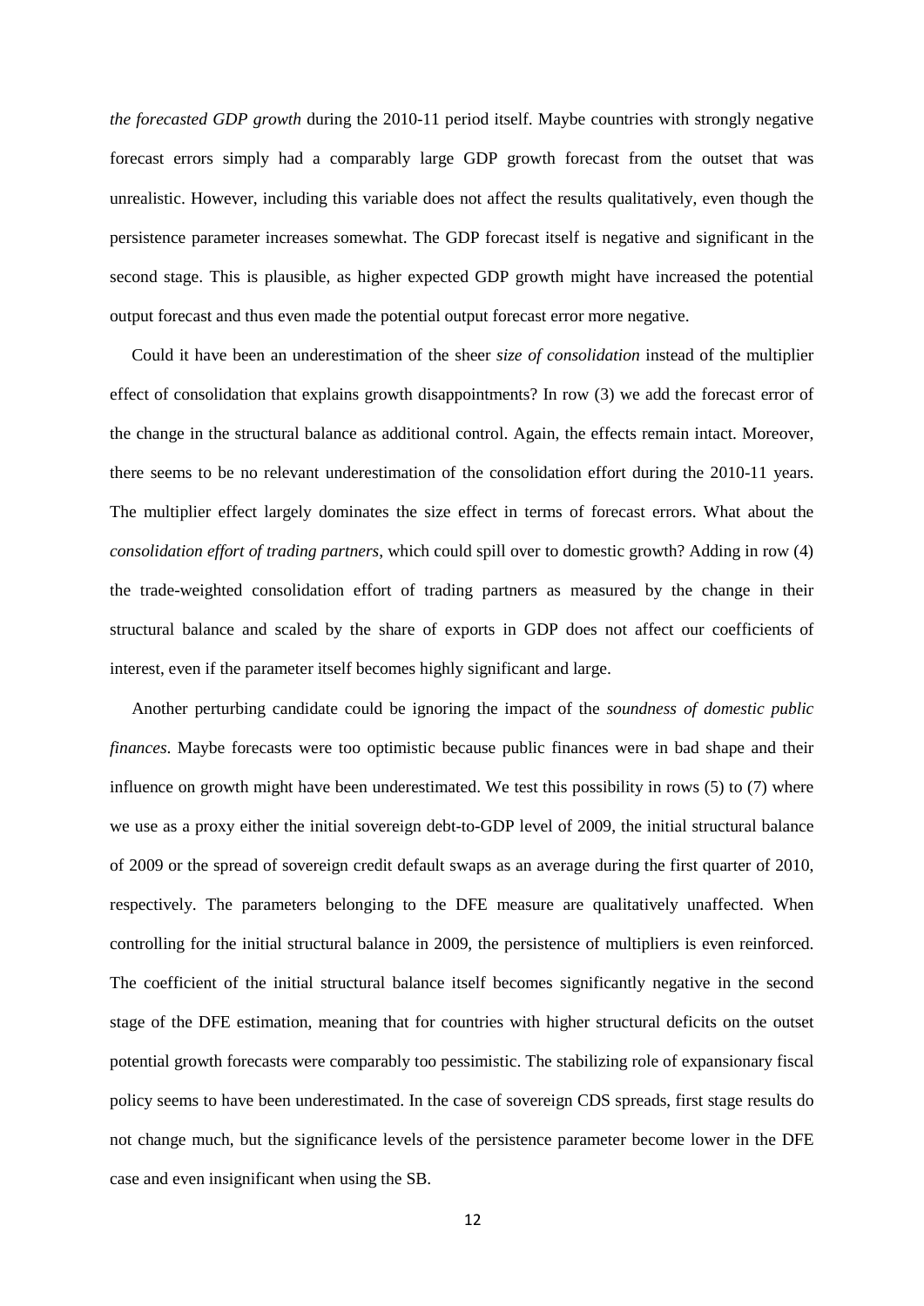*the forecasted GDP growth* during the 2010-11 period itself. Maybe countries with strongly negative forecast errors simply had a comparably large GDP growth forecast from the outset that was unrealistic. However, including this variable does not affect the results qualitatively, even though the persistence parameter increases somewhat. The GDP forecast itself is negative and significant in the second stage. This is plausible, as higher expected GDP growth might have increased the potential output forecast and thus even made the potential output forecast error more negative.

Could it have been an underestimation of the sheer *size of consolidation* instead of the multiplier effect of consolidation that explains growth disappointments? In row (3) we add the forecast error of the change in the structural balance as additional control. Again, the effects remain intact. Moreover, there seems to be no relevant underestimation of the consolidation effort during the 2010-11 years. The multiplier effect largely dominates the size effect in terms of forecast errors. What about the *consolidation effort of trading partners*, which could spill over to domestic growth? Adding in row (4) the trade-weighted consolidation effort of trading partners as measured by the change in their structural balance and scaled by the share of exports in GDP does not affect our coefficients of interest, even if the parameter itself becomes highly significant and large.

Another perturbing candidate could be ignoring the impact of the *soundness of domestic public finances*. Maybe forecasts were too optimistic because public finances were in bad shape and their influence on growth might have been underestimated. We test this possibility in rows (5) to (7) where we use as a proxy either the initial sovereign debt-to-GDP level of 2009, the initial structural balance of 2009 or the spread of sovereign credit default swaps as an average during the first quarter of 2010, respectively. The parameters belonging to the DFE measure are qualitatively unaffected. When controlling for the initial structural balance in 2009, the persistence of multipliers is even reinforced. The coefficient of the initial structural balance itself becomes significantly negative in the second stage of the DFE estimation, meaning that for countries with higher structural deficits on the outset potential growth forecasts were comparably too pessimistic. The stabilizing role of expansionary fiscal policy seems to have been underestimated. In the case of sovereign CDS spreads, first stage results do not change much, but the significance levels of the persistence parameter become lower in the DFE case and even insignificant when using the SB.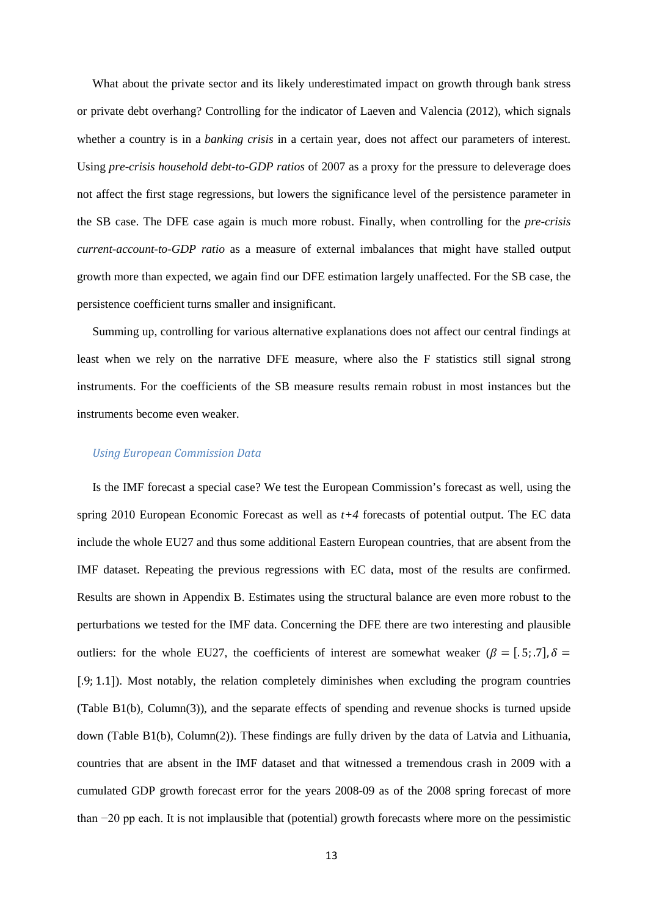What about the private sector and its likely underestimated impact on growth through bank stress or private debt overhang? Controlling for the indicator of Laeven and Valencia (2012), which signals whether a country is in a *banking crisis* in a certain year, does not affect our parameters of interest. Using *pre-crisis household debt-to-GDP ratios* of 2007 as a proxy for the pressure to deleverage does not affect the first stage regressions, but lowers the significance level of the persistence parameter in the SB case. The DFE case again is much more robust. Finally, when controlling for the *pre-crisis current-account-to-GDP ratio* as a measure of external imbalances that might have stalled output growth more than expected, we again find our DFE estimation largely unaffected. For the SB case, the persistence coefficient turns smaller and insignificant.

Summing up, controlling for various alternative explanations does not affect our central findings at least when we rely on the narrative DFE measure, where also the F statistics still signal strong instruments. For the coefficients of the SB measure results remain robust in most instances but the instruments become even weaker.

### *Using European Commission Data*

Is the IMF forecast a special case? We test the European Commission's forecast as well, using the spring 2010 European Economic Forecast as well as *t+4* forecasts of potential output. The EC data include the whole EU27 and thus some additional Eastern European countries, that are absent from the IMF dataset. Repeating the previous regressions with EC data, most of the results are confirmed. Results are shown in Appendix B. Estimates using the structural balance are even more robust to the perturbations we tested for the IMF data. Concerning the DFE there are two interesting and plausible outliers: for the whole EU27, the coefficients of interest are somewhat weaker ($\beta = [.5; .7], \delta = [.9; 1.1]$). Most notably, the relation completely diminishes when excluding the program countries (Table B1(b), Column(3)), and the separate effects of spending and revenue shocks is turned upside down (Table B1(b), Column(2)). These findings are fully driven by the data of Latvia and Lithuania, countries that are absent in the IMF dataset and that witnessed a tremendous crash in 2009 with a cumulated GDP growth forecast error for the years 2008-09 as of the 2008 spring forecast of more than $-20$ pp each. It is not implausible that (potential) growth forecasts where more on the pessimistic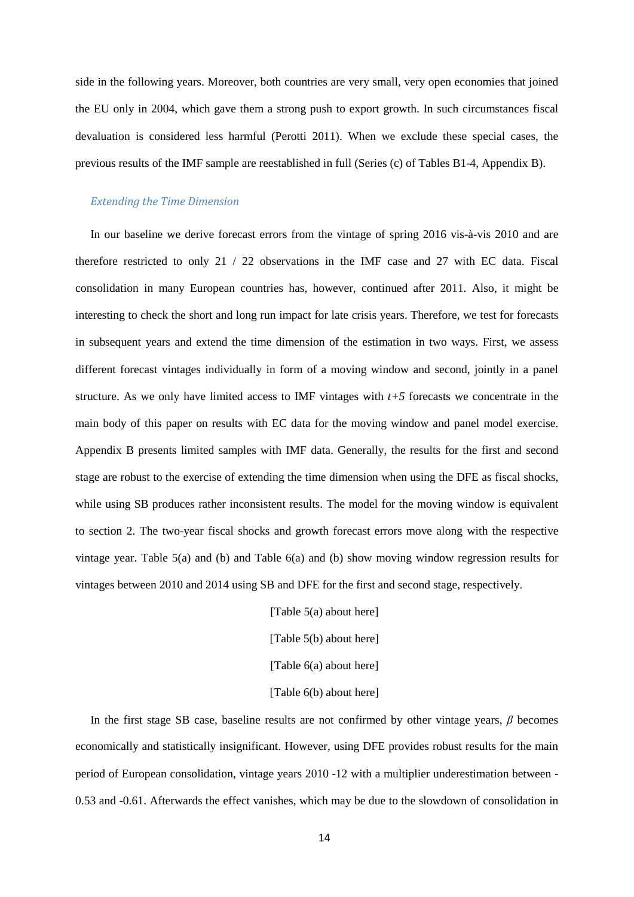side in the following years. Moreover, both countries are very small, very open economies that joined the EU only in 2004, which gave them a strong push to export growth. In such circumstances fiscal devaluation is considered less harmful (Perotti 2011). When we exclude these special cases, the previous results of the IMF sample are reestablished in full (Series (c) of Tables B1-4, Appendix B).

### *Extending the Time Dimension*

In our baseline we derive forecast errors from the vintage of spring 2016 vis-à-vis 2010 and are therefore restricted to only 21 / 22 observations in the IMF case and 27 with EC data. Fiscal consolidation in many European countries has, however, continued after 2011. Also, it might be interesting to check the short and long run impact for late crisis years. Therefore, we test for forecasts in subsequent years and extend the time dimension of the estimation in two ways. First, we assess different forecast vintages individually in form of a moving window and second, jointly in a panel structure. As we only have limited access to IMF vintages with $t+5$ forecasts we concentrate in the main body of this paper on results with EC data for the moving window and panel model exercise. Appendix B presents limited samples with IMF data. Generally, the results for the first and second stage are robust to the exercise of extending the time dimension when using the DFE as fiscal shocks, while using SB produces rather inconsistent results. The model for the moving window is equivalent to section 2. The two-year fiscal shocks and growth forecast errors move along with the respective vintage year. Table 5(a) and (b) and Table 6(a) and (b) show moving window regression results for vintages between 2010 and 2014 using SB and DFE for the first and second stage, respectively.

[Table 5(a) about here]

[Table 5(b) about here]

[Table 6(a) about here]

[Table 6(b) about here]

In the first stage SB case, baseline results are not confirmed by other vintage years, $\beta$ becomes economically and statistically insignificant. However, using DFE provides robust results for the main period of European consolidation, vintage years 2010 -12 with a multiplier underestimation between -0.53 and -0.61. Afterwards the effect vanishes, which may be due to the slowdown of consolidation in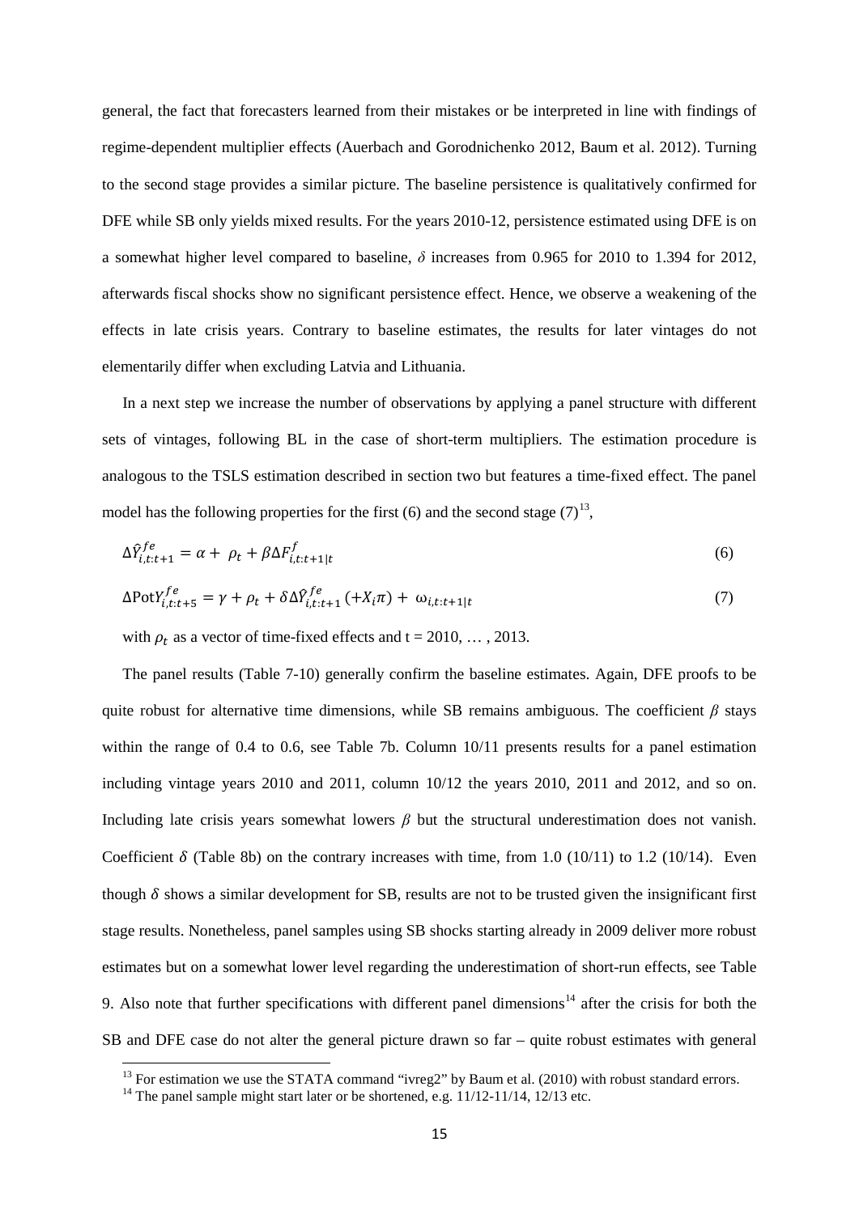general, the fact that forecasters learned from their mistakes or be interpreted in line with findings of regime-dependent multiplier effects (Auerbach and Gorodnichenko 2012, Baum et al. 2012). Turning to the second stage provides a similar picture. The baseline persistence is qualitatively confirmed for DFE while SB only yields mixed results. For the years 2010-12, persistence estimated using DFE is on a somewhat higher level compared to baseline, $\delta$ increases from 0.965 for 2010 to 1.394 for 2012, afterwards fiscal shocks show no significant persistence effect. Hence, we observe a weakening of the effects in late crisis years. Contrary to baseline estimates, the results for later vintages do not elementarily differ when excluding Latvia and Lithuania.

In a next step we increase the number of observations by applying a panel structure with different sets of vintages, following BL in the case of short-term multipliers. The estimation procedure is analogous to the TSLS estimation described in section two but features a time-fixed effect. The panel model has the following properties for the first (6) and the second stage (7)[13],

$$\Delta\hat{Y}^{fe}_{i,t:t+1} = \alpha + \rho_t + \beta\Delta F^{f}_{i,t:t+1|t} \tag{6}$$

$$\Delta \text{Pot}Y^{fe}_{i,t:t+5} = \gamma + \rho_t + \delta\Delta\hat{Y}^{fe}_{i,t:t+1}\,(+X_i\pi) + \omega_{i,t:t+1|t} \tag{7}$$

with $\rho_t$ as a vector of time-fixed effects and t = 2010, … , 2013.

The panel results (Table 7-10) generally confirm the baseline estimates. Again, DFE proofs to be quite robust for alternative time dimensions, while SB remains ambiguous. The coefficient $\beta$ stays within the range of 0.4 to 0.6, see Table 7b. Column 10/11 presents results for a panel estimation including vintage years 2010 and 2011, column 10/12 the years 2010, 2011 and 2012, and so on. Including late crisis years somewhat lowers $\beta$ but the structural underestimation does not vanish. Coefficient $\delta$ (Table 8b) on the contrary increases with time, from 1.0 (10/11) to 1.2 (10/14). Even though $\delta$ shows a similar development for SB, results are not to be trusted given the insignificant first stage results. Nonetheless, panel samples using SB shocks starting already in 2009 deliver more robust estimates but on a somewhat lower level regarding the underestimation of short-run effects, see Table 9. Also note that further specifications with different panel dimensions[14] after the crisis for both the SB and DFE case do not alter the general picture drawn so far – quite robust estimates with general

[13] For estimation we use the STATA command "ivreg2" by Baum et al. (2010) with robust standard errors.

[14] The panel sample might start later or be shortened, e.g. 11/12-11/14, 12/13 etc.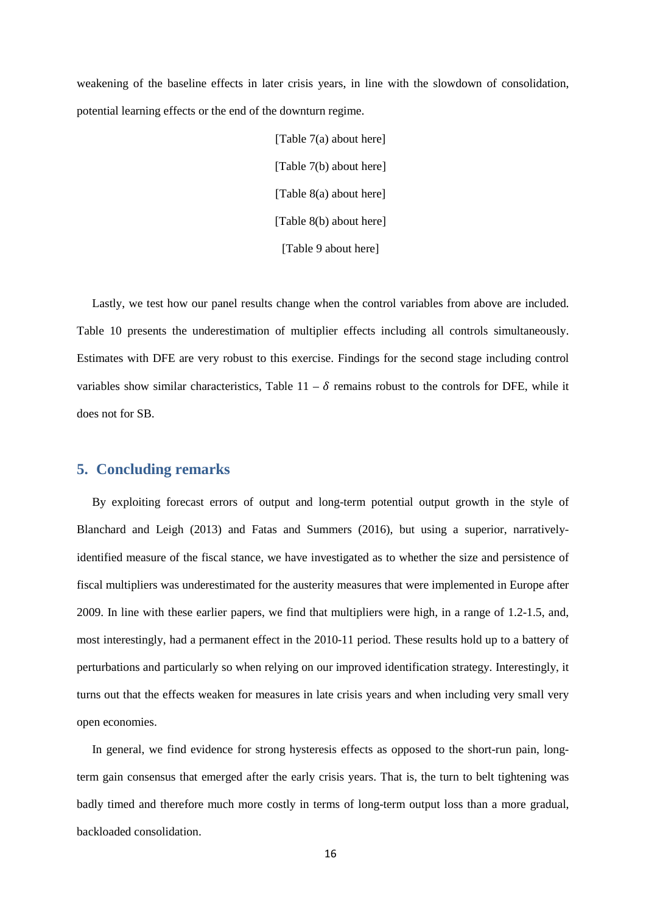weakening of the baseline effects in later crisis years, in line with the slowdown of consolidation, potential learning effects or the end of the downturn regime.

[Table 7(a) about here]

[Table 7(b) about here]

[Table 8(a) about here]

[Table 8(b) about here]

[Table 9 about here]

Lastly, we test how our panel results change when the control variables from above are included. Table 10 presents the underestimation of multiplier effects including all controls simultaneously. Estimates with DFE are very robust to this exercise. Findings for the second stage including control variables show similar characteristics, Table 11 – $\delta$ remains robust to the controls for DFE, while it does not for SB.

## 5. Concluding remarks

By exploiting forecast errors of output and long-term potential output growth in the style of Blanchard and Leigh (2013) and Fatas and Summers (2016), but using a superior, narratively-identified measure of the fiscal stance, we have investigated as to whether the size and persistence of fiscal multipliers was underestimated for the austerity measures that were implemented in Europe after 2009. In line with these earlier papers, we find that multipliers were high, in a range of 1.2-1.5, and, most interestingly, had a permanent effect in the 2010-11 period. These results hold up to a battery of perturbations and particularly so when relying on our improved identification strategy. Interestingly, it turns out that the effects weaken for measures in late crisis years and when including very small very open economies.

In general, we find evidence for strong hysteresis effects as opposed to the short-run pain, long-term gain consensus that emerged after the early crisis years. That is, the turn to belt tightening was badly timed and therefore much more costly in terms of long-term output loss than a more gradual, backloaded consolidation.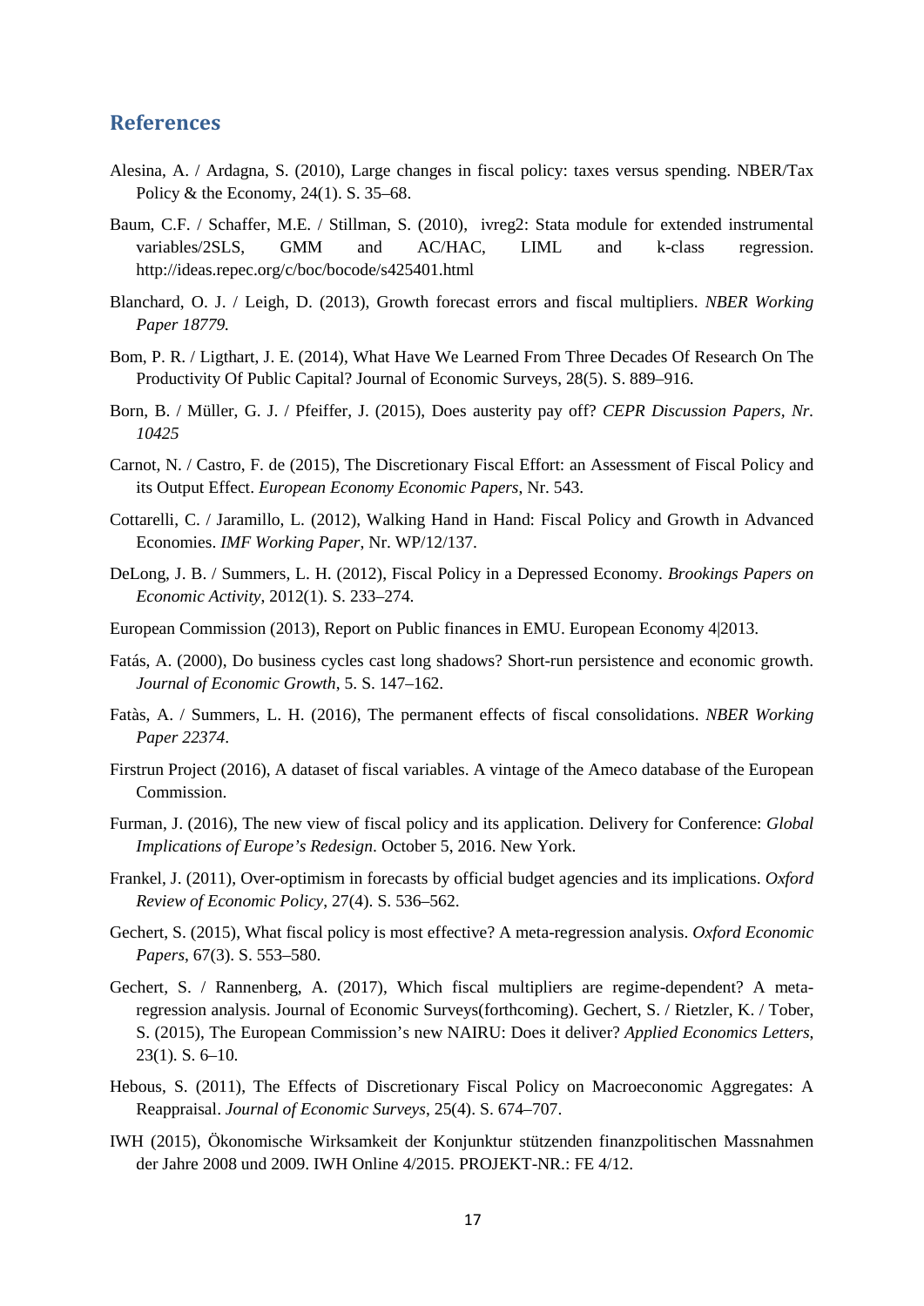## References

Alesina, A. / Ardagna, S. (2010), Large changes in fiscal policy: taxes versus spending. NBER/Tax Policy & the Economy, 24(1). S. 35–68.

Baum, C.F. / Schaffer, M.E. / Stillman, S. (2010), ivreg2: Stata module for extended instrumental variables/2SLS, GMM and AC/HAC, LIML and k-class regression. http://ideas.repec.org/c/boc/bocode/s425401.html

Blanchard, O. J. / Leigh, D. (2013), Growth forecast errors and fiscal multipliers. *NBER Working Paper 18779.*

Bom, P. R. / Ligthart, J. E. (2014), What Have We Learned From Three Decades Of Research On The Productivity Of Public Capital? Journal of Economic Surveys, 28(5). S. 889–916.

Born, B. / Müller, G. J. / Pfeiffer, J. (2015), Does austerity pay off? *CEPR Discussion Papers, Nr. 10425*

Carnot, N. / Castro, F. de (2015), The Discretionary Fiscal Effort: an Assessment of Fiscal Policy and its Output Effect. *European Economy Economic Papers*, Nr. 543.

Cottarelli, C. / Jaramillo, L. (2012), Walking Hand in Hand: Fiscal Policy and Growth in Advanced Economies. *IMF Working Paper*, Nr. WP/12/137.

DeLong, J. B. / Summers, L. H. (2012), Fiscal Policy in a Depressed Economy. *Brookings Papers on Economic Activity*, 2012(1). S. 233–274.

European Commission (2013), Report on Public finances in EMU. European Economy 4|2013.

Fatás, A. (2000), Do business cycles cast long shadows? Short-run persistence and economic growth. *Journal of Economic Growth*, 5. S. 147–162.

Fatàs, A. / Summers, L. H. (2016), The permanent effects of fiscal consolidations. *NBER Working Paper 22374*.

Firstrun Project (2016), A dataset of fiscal variables. A vintage of the Ameco database of the European Commission.

Furman, J. (2016), The new view of fiscal policy and its application. Delivery for Conference: *Global Implications of Europe's Redesign*. October 5, 2016. New York.

Frankel, J. (2011), Over-optimism in forecasts by official budget agencies and its implications. *Oxford Review of Economic Policy*, 27(4). S. 536–562.

Gechert, S. (2015), What fiscal policy is most effective? A meta-regression analysis. *Oxford Economic Papers*, 67(3). S. 553–580.

Gechert, S. / Rannenberg, A. (2017), Which fiscal multipliers are regime-dependent? A meta-regression analysis. Journal of Economic Surveys(forthcoming). Gechert, S. / Rietzler, K. / Tober, S. (2015), The European Commission's new NAIRU: Does it deliver? *Applied Economics Letters*, 23(1). S. 6–10.

Hebous, S. (2011), The Effects of Discretionary Fiscal Policy on Macroeconomic Aggregates: A Reappraisal. *Journal of Economic Surveys*, 25(4). S. 674–707.

IWH (2015), Ökonomische Wirksamkeit der Konjunktur stützenden finanzpolitischen Massnahmen der Jahre 2008 und 2009. IWH Online 4/2015. PROJEKT-NR.: FE 4/12.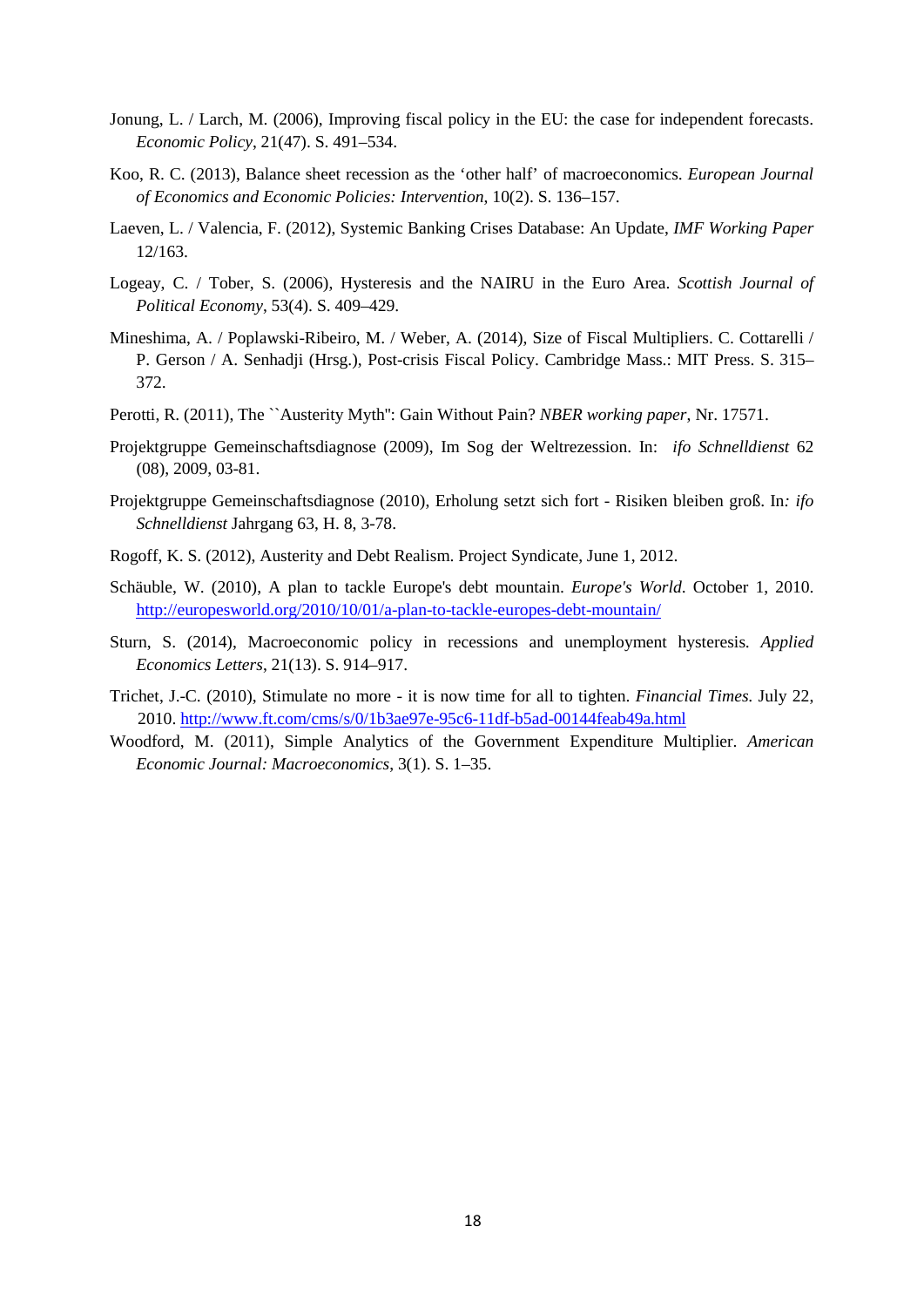Jonung, L. / Larch, M. (2006), Improving fiscal policy in the EU: the case for independent forecasts. *Economic Policy*, 21(47). S. 491–534.

Koo, R. C. (2013), Balance sheet recession as the 'other half' of macroeconomics. *European Journal of Economics and Economic Policies: Intervention*, 10(2). S. 136–157.

Laeven, L. / Valencia, F. (2012), Systemic Banking Crises Database: An Update, *IMF Working Paper* 12/163.

Logeay, C. / Tober, S. (2006), Hysteresis and the NAIRU in the Euro Area. *Scottish Journal of Political Economy*, 53(4). S. 409–429.

Mineshima, A. / Poplawski-Ribeiro, M. / Weber, A. (2014), Size of Fiscal Multipliers. C. Cottarelli / P. Gerson / A. Senhadji (Hrsg.), Post-crisis Fiscal Policy. Cambridge Mass.: MIT Press. S. 315–372.

Perotti, R. (2011), The ``Austerity Myth'': Gain Without Pain? *NBER working paper*, Nr. 17571.

Projektgruppe Gemeinschaftsdiagnose (2009), Im Sog der Weltrezession. In: *ifo Schnelldienst* 62 (08), 2009, 03-81.

Projektgruppe Gemeinschaftsdiagnose (2010), Erholung setzt sich fort - Risiken bleiben groß. In*: ifo Schnelldienst* Jahrgang 63, H. 8, 3-78.

Rogoff, K. S. (2012), Austerity and Debt Realism. Project Syndicate, June 1, 2012.

Schäuble, W. (2010), A plan to tackle Europe's debt mountain. *Europe's World*. October 1, 2010. http://europesworld.org/2010/10/01/a-plan-to-tackle-europes-debt-mountain/

Sturn, S. (2014), Macroeconomic policy in recessions and unemployment hysteresis*. Applied Economics Letters*, 21(13). S. 914–917.

Trichet, J.-C. (2010), Stimulate no more - it is now time for all to tighten. *Financial Times*. July 22, 2010. http://www.ft.com/cms/s/0/1b3ae97e-95c6-11df-b5ad-00144feab49a.html

Woodford, M. (2011), Simple Analytics of the Government Expenditure Multiplier. *American Economic Journal: Macroeconomics*, 3(1). S. 1–35.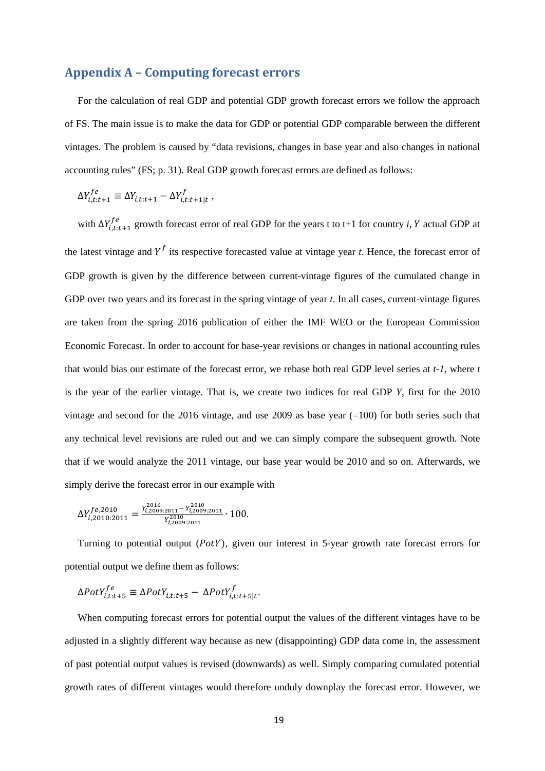## Appendix A – Computing forecast errors

For the calculation of real GDP and potential GDP growth forecast errors we follow the approach of FS. The main issue is to make the data for GDP or potential GDP comparable between the different vintages. The problem is caused by "data revisions, changes in base year and also changes in national accounting rules" (FS; p. 31). Real GDP growth forecast errors are defined as follows:

$$\Delta Y^{fe}_{i,t:t+1} \equiv \Delta Y_{i,t:t+1} - \Delta Y^{f}_{i,t:t+1|t} \,,$$

with $\Delta Y^{fe}_{i,t:t+1}$ growth forecast error of real GDP for the years t to t+1 for country *i*, $Y$ actual GDP at the latest vintage and $Y^f$ its respective forecasted value at vintage year *t*. Hence, the forecast error of GDP growth is given by the difference between current-vintage figures of the cumulated change in GDP over two years and its forecast in the spring vintage of year *t*. In all cases, current-vintage figures are taken from the spring 2016 publication of either the IMF WEO or the European Commission Economic Forecast. In order to account for base-year revisions or changes in national accounting rules that would bias our estimate of the forecast error, we rebase both real GDP level series at *t-1*, where *t* is the year of the earlier vintage. That is, we create two indices for real GDP *Y*, first for the 2010 vintage and second for the 2016 vintage, and use 2009 as base year (=100) for both series such that any technical level revisions are ruled out and we can simply compare the subsequent growth. Note that if we would analyze the 2011 vintage, our base year would be 2010 and so on. Afterwards, we simply derive the forecast error in our example with

$$\Delta Y^{fe,2010}_{i,2010:2011} = \frac{Y^{2016}_{i,2009:2011} - Y^{2010}_{i,2009:2011}}{Y^{2010}_{i,2009:2011}} \cdot 100.$$

Turning to potential output ($PotY$), given our interest in 5-year growth rate forecast errors for potential output we define them as follows:

$$\Delta PotY^{fe}_{i,t:t+5} \equiv \Delta PotY_{i,t:t+5} - \Delta PotY^{f}_{i,t:t+5|t}.$$

When computing forecast errors for potential output the values of the different vintages have to be adjusted in a slightly different way because as new (disappointing) GDP data come in, the assessment of past potential output values is revised (downwards) as well. Simply comparing cumulated potential growth rates of different vintages would therefore unduly downplay the forecast error. However, we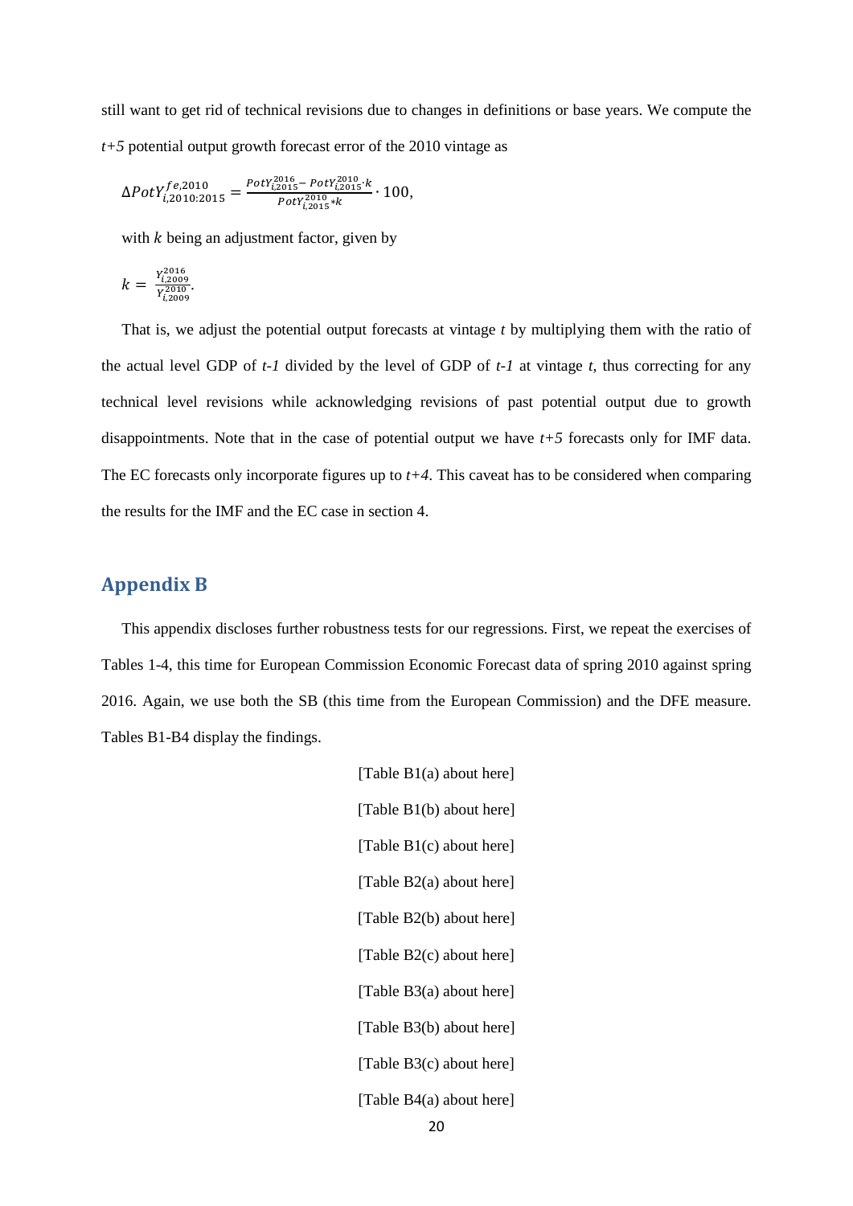still want to get rid of technical revisions due to changes in definitions or base years. We compute the *t+5* potential output growth forecast error of the 2010 vintage as

$$\Delta PotY_{i,2010:2015}^{fe,2010} = \frac{PotY_{i,2015}^{2016} - PotY_{i,2015}^{2010} \cdot k}{PotY_{i,2015}^{2010} * k} \cdot 100,$$

with $k$ being an adjustment factor, given by

$$k = \frac{Y_{i,2009}^{2016}}{Y_{i,2009}^{2010}}.$$

That is, we adjust the potential output forecasts at vintage $t$ by multiplying them with the ratio of the actual level GDP of $t$-$1$ divided by the level of GDP of $t$-$1$ at vintage $t$, thus correcting for any technical level revisions while acknowledging revisions of past potential output due to growth disappointments. Note that in the case of potential output we have $t+5$ forecasts only for IMF data. The EC forecasts only incorporate figures up to $t+4$. This caveat has to be considered when comparing the results for the IMF and the EC case in section 4.

## Appendix B

This appendix discloses further robustness tests for our regressions. First, we repeat the exercises of Tables 1-4, this time for European Commission Economic Forecast data of spring 2010 against spring 2016. Again, we use both the SB (this time from the European Commission) and the DFE measure. Tables B1-B4 display the findings.

[Table B1(a) about here]

[Table B1(b) about here]

[Table B1(c) about here]

[Table B2(a) about here]

[Table B2(b) about here]

[Table B2(c) about here]

[Table B3(a) about here]

[Table B3(b) about here]

[Table B3(c) about here]

[Table B4(a) about here]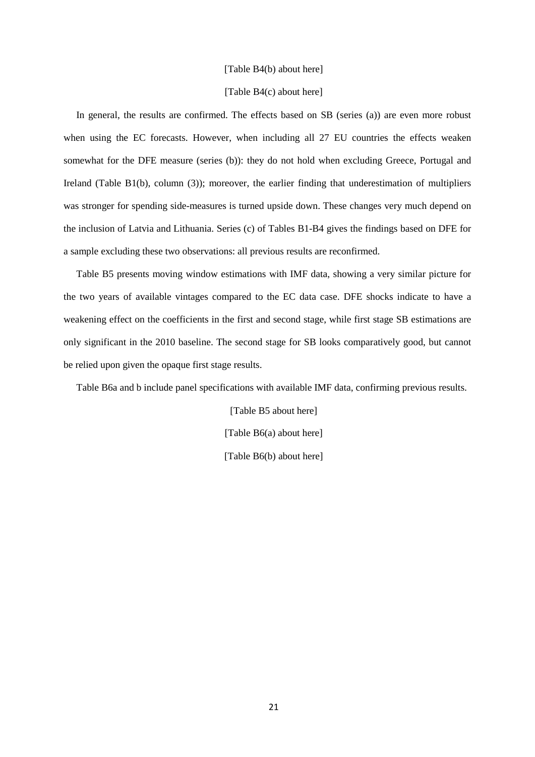[Table B4(b) about here]

[Table B4(c) about here]

In general, the results are confirmed. The effects based on SB (series (a)) are even more robust when using the EC forecasts. However, when including all 27 EU countries the effects weaken somewhat for the DFE measure (series (b)): they do not hold when excluding Greece, Portugal and Ireland (Table B1(b), column (3)); moreover, the earlier finding that underestimation of multipliers was stronger for spending side-measures is turned upside down. These changes very much depend on the inclusion of Latvia and Lithuania. Series (c) of Tables B1-B4 gives the findings based on DFE for a sample excluding these two observations: all previous results are reconfirmed.

Table B5 presents moving window estimations with IMF data, showing a very similar picture for the two years of available vintages compared to the EC data case. DFE shocks indicate to have a weakening effect on the coefficients in the first and second stage, while first stage SB estimations are only significant in the 2010 baseline. The second stage for SB looks comparatively good, but cannot be relied upon given the opaque first stage results.

Table B6a and b include panel specifications with available IMF data, confirming previous results.

[Table B5 about here]

[Table B6(a) about here]

[Table B6(b) about here]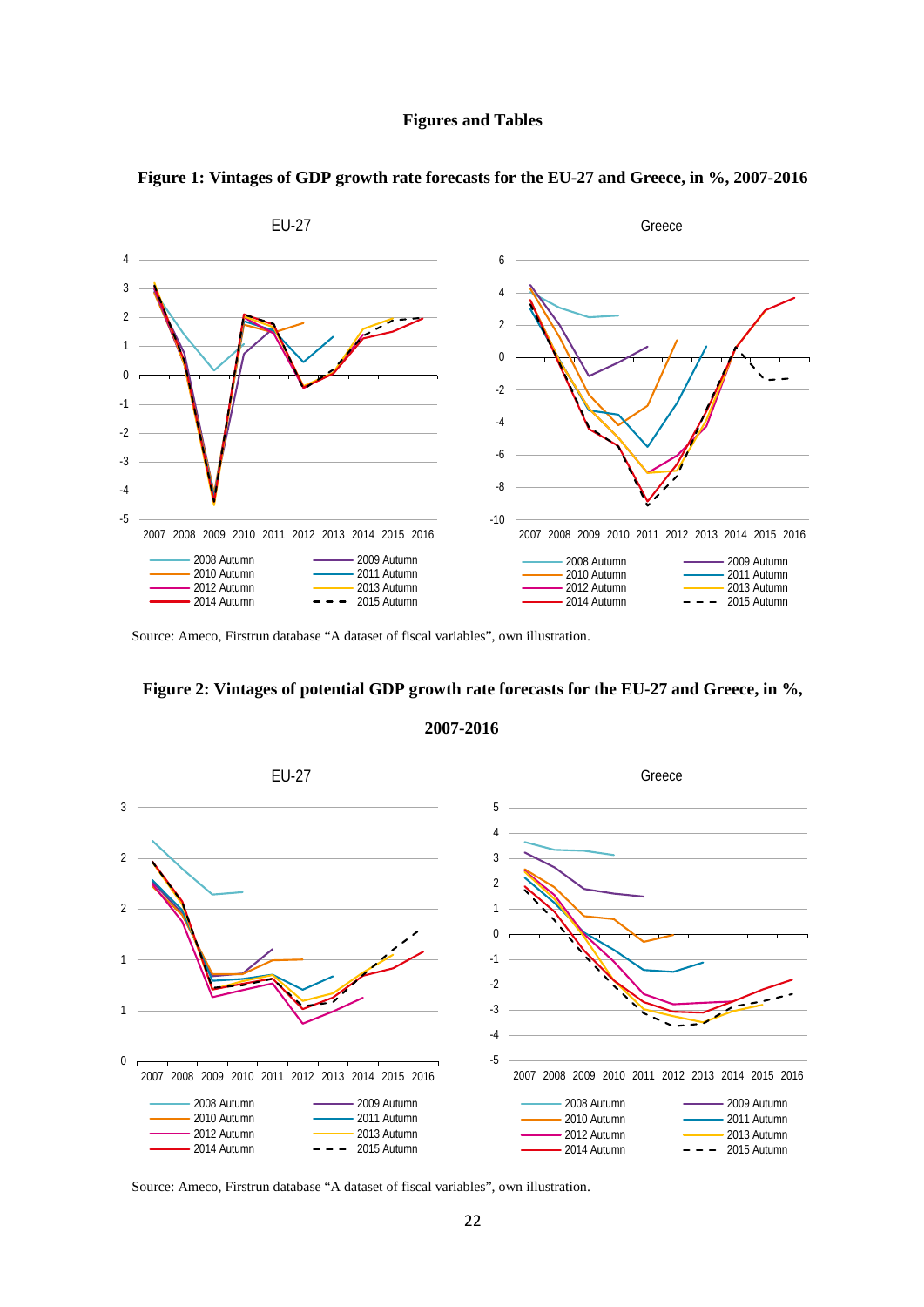# Figures and Tables

**Figure 1: Vintages of GDP growth rate forecasts for the EU-27 and Greece, in %, 2007-2016**

Source: Ameco, Firstrun database "A dataset of fiscal variables", own illustration.

**Figure 2: Vintages of potential GDP growth rate forecasts for the EU-27 and Greece, in %, 2007-2016**

Source: Ameco, Firstrun database "A dataset of fiscal variables", own illustration.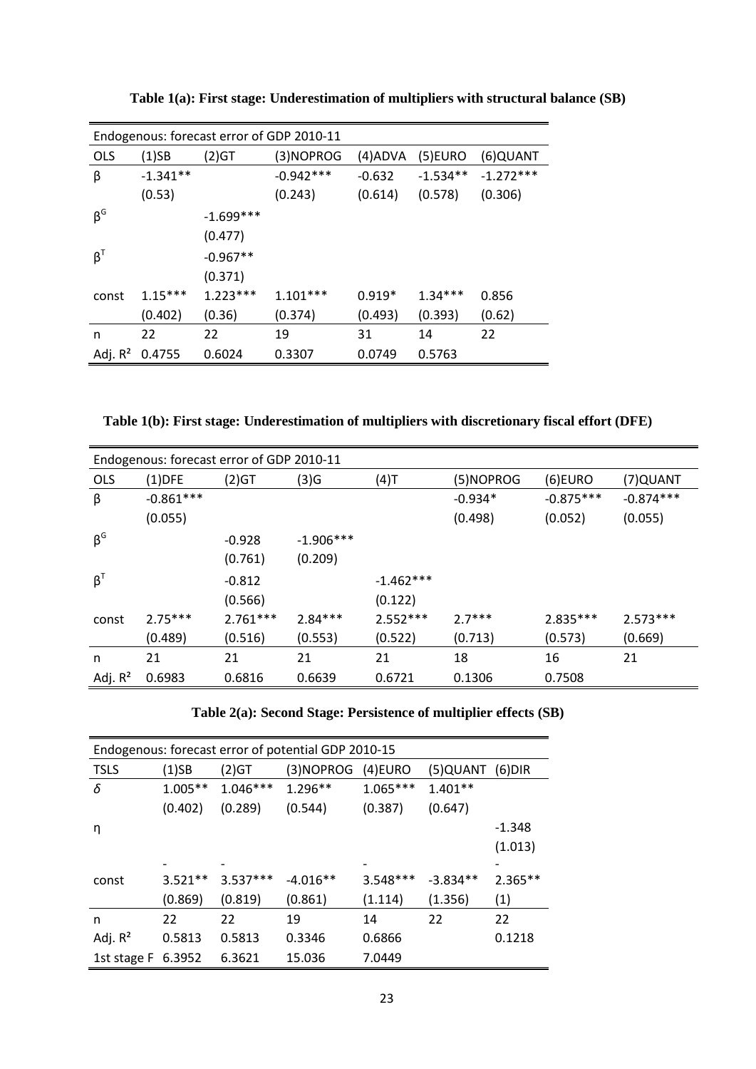**Table 1(a): First stage: Underestimation of multipliers with structural balance (SB)**

| Endogenous: forecast error of GDP 2010-11 | | | | | | |
|---|---|---|---|---|---|---|
| OLS | (1)SB | (2)GT | (3)NOPROG | (4)ADVA | (5)EURO | (6)QUANT |
| $\beta$ | -1.341** | | -0.942*** | -0.632 | -1.534** | -1.272*** |
| | (0.53) | | (0.243) | (0.614) | (0.578) | (0.306) |
| $\beta^G$ | | -1.699*** | | | | |
| | | (0.477) | | | | |
| $\beta^T$ | | -0.967** | | | | |
| | | (0.371) | | | | |
| const | 1.15*** | 1.223*** | 1.101*** | 0.919* | 1.34*** | 0.856 |
| | (0.402) | (0.36) | (0.374) | (0.493) | (0.393) | (0.62) |
| n | 22 | 22 | 19 | 31 | 14 | 22 |
| Adj. $R^2$ | 0.4755 | 0.6024 | 0.3307 | 0.0749 | 0.5763 | |

**Table 1(b): First stage: Underestimation of multipliers with discretionary fiscal effort (DFE)**

| Endogenous: forecast error of GDP 2010-11 | | | | | | | |
|---|---|---|---|---|---|---|---|
| OLS | (1)DFE | (2)GT | (3)G | (4)T | (5)NOPROG | (6)EURO | (7)QUANT |
| $\beta$ | -0.861*** | | | | -0.934* | -0.875*** | -0.874*** |
| | (0.055) | | | | (0.498) | (0.052) | (0.055) |
| $\beta^G$ | | -0.928 | -1.906*** | | | | |
| | | (0.761) | (0.209) | | | | |
| $\beta^T$ | | -0.812 | | -1.462*** | | | |
| | | (0.566) | | (0.122) | | | |
| const | 2.75*** | 2.761*** | 2.84*** | 2.552*** | 2.7*** | 2.835*** | 2.573*** |
| | (0.489) | (0.516) | (0.553) | (0.522) | (0.713) | (0.573) | (0.669) |
| n | 21 | 21 | 21 | 21 | 18 | 16 | 21 |
| Adj. $R^2$ | 0.6983 | 0.6816 | 0.6639 | 0.6721 | 0.1306 | 0.7508 | |

**Table 2(a): Second Stage: Persistence of multiplier effects (SB)**

| Endogenous: forecast error of potential GDP 2010-15 | | | | | | |
|---|---|---|---|---|---|---|
| TSLS | (1)SB | (2)GT | (3)NOPROG | (4)EURO | (5)QUANT | (6)DIR |
| $\delta$ | 1.005** | 1.046*** | 1.296** | 1.065*** | 1.401** | |
| | (0.402) | (0.289) | (0.544) | (0.387) | (0.647) | |
| $\eta$ | | | | | | -1.348 |
| | | | | | | (1.013) |
| const | -3.521** | -3.537*** | -4.016** | -3.548*** | -3.834** | -2.365** |
| | (0.869) | (0.819) | (0.861) | (1.114) | (1.356) | (1) |
| n | 22 | 22 | 19 | 14 | 22 | 22 |
| Adj. $R^2$ | 0.5813 | 0.5813 | 0.3346 | 0.6866 | | 0.1218 |
| 1st stage F | 6.3952 | 6.3621 | 15.036 | 7.0449 | | |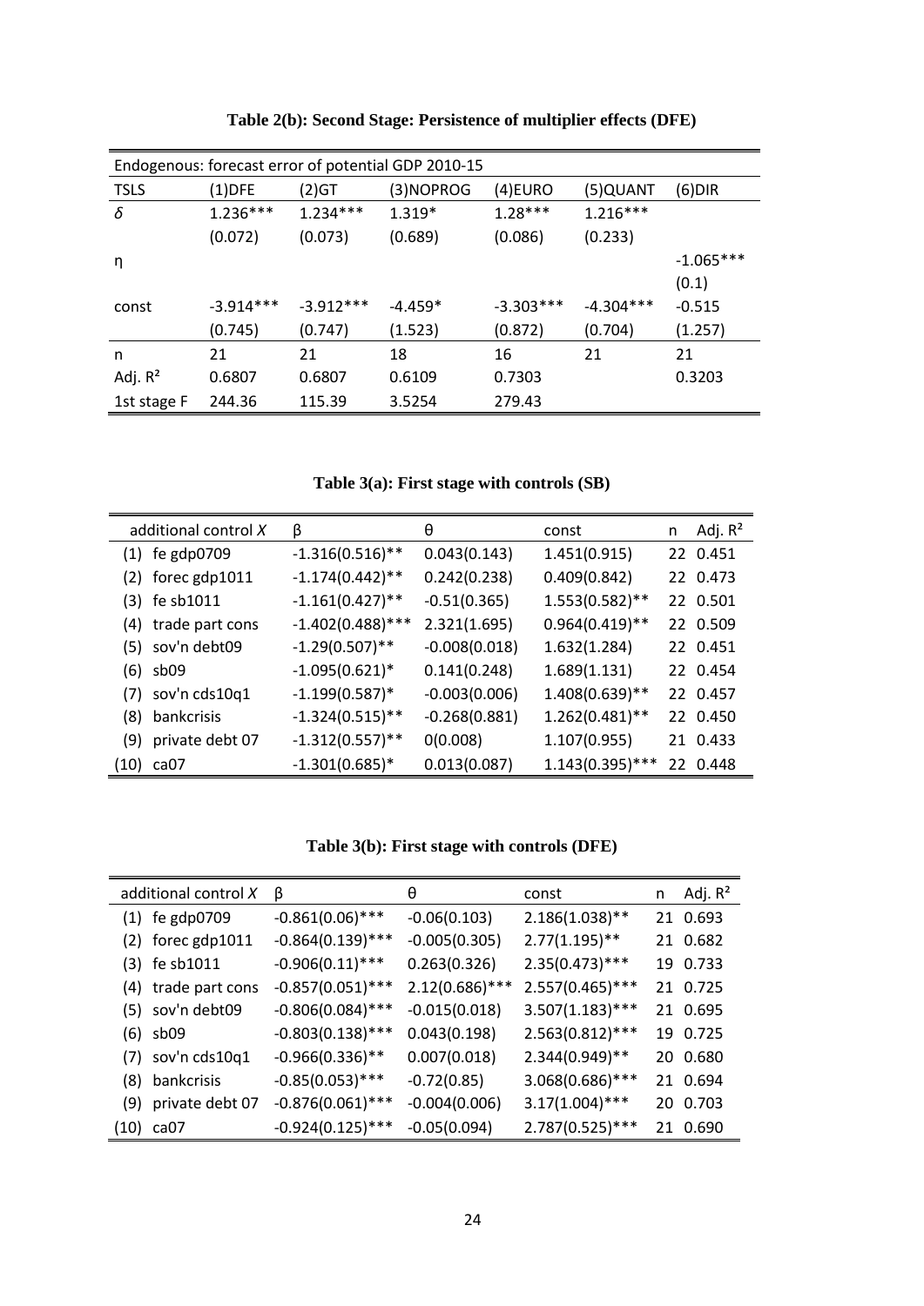**Table 2(b): Second Stage: Persistence of multiplier effects (DFE)**

| Endogenous: forecast error of potential GDP 2010-15 | | | | | | |
|---|---|---|---|---|---|---|
| TSLS | (1)DFE | (2)GT | (3)NOPROG | (4)EURO | (5)QUANT | (6)DIR |
| $\delta$ | 1.236*** | 1.234*** | 1.319* | 1.28*** | 1.216*** | |
| | (0.072) | (0.073) | (0.689) | (0.086) | (0.233) | |
| η | | | | | | -1.065*** |
| | | | | | | (0.1) |
| const | -3.914*** | -3.912*** | -4.459* | -3.303*** | -4.304*** | -0.515 |
| | (0.745) | (0.747) | (1.523) | (0.872) | (0.704) | (1.257) |
| n | 21 | 21 | 18 | 16 | 21 | 21 |
| Adj. $R^2$ | 0.6807 | 0.6807 | 0.6109 | 0.7303 | | 0.3203 |
| 1st stage F | 244.36 | 115.39 | 3.5254 | 279.43 | | |

**Table 3(a): First stage with controls (SB)**

| | additional control *X* | β | θ | const | n | Adj. $R^2$ |
|---|---|---|---|---|---|---|
| (1) | fe gdp0709 | -1.316(0.516)** | 0.043(0.143) | 1.451(0.915) | 22 | 0.451 |
| (2) | forec gdp1011 | -1.174(0.442)** | 0.242(0.238) | 0.409(0.842) | 22 | 0.473 |
| (3) | fe sb1011 | -1.161(0.427)** | -0.51(0.365) | 1.553(0.582)** | 22 | 0.501 |
| (4) | trade part cons | -1.402(0.488)*** | 2.321(1.695) | 0.964(0.419)** | 22 | 0.509 |
| (5) | sov'n debt09 | -1.29(0.507)** | -0.008(0.018) | 1.632(1.284) | 22 | 0.451 |
| (6) | sb09 | -1.095(0.621)* | 0.141(0.248) | 1.689(1.131) | 22 | 0.454 |
| (7) | sov'n cds10q1 | -1.199(0.587)* | -0.003(0.006) | 1.408(0.639)** | 22 | 0.457 |
| (8) | bankcrisis | -1.324(0.515)** | -0.268(0.881) | 1.262(0.481)** | 22 | 0.450 |
| (9) | private debt 07 | -1.312(0.557)** | 0(0.008) | 1.107(0.955) | 21 | 0.433 |
| (10) | ca07 | -1.301(0.685)* | 0.013(0.087) | 1.143(0.395)*** | 22 | 0.448 |

**Table 3(b): First stage with controls (DFE)**

| | additional control *X* | β | θ | const | n | Adj. $R^2$ |
|---|---|---|---|---|---|---|
| (1) | fe gdp0709 | -0.861(0.06)*** | -0.06(0.103) | 2.186(1.038)** | 21 | 0.693 |
| (2) | forec gdp1011 | -0.864(0.139)*** | -0.005(0.305) | 2.77(1.195)** | 21 | 0.682 |
| (3) | fe sb1011 | -0.906(0.11)*** | 0.263(0.326) | 2.35(0.473)*** | 19 | 0.733 |
| (4) | trade part cons | -0.857(0.051)*** | 2.12(0.686)*** | 2.557(0.465)*** | 21 | 0.725 |
| (5) | sov'n debt09 | -0.806(0.084)*** | -0.015(0.018) | 3.507(1.183)*** | 21 | 0.695 |
| (6) | sb09 | -0.803(0.138)*** | 0.043(0.198) | 2.563(0.812)*** | 19 | 0.725 |
| (7) | sov'n cds10q1 | -0.966(0.336)** | 0.007(0.018) | 2.344(0.949)** | 20 | 0.680 |
| (8) | bankcrisis | -0.85(0.053)*** | -0.72(0.85) | 3.068(0.686)*** | 21 | 0.694 |
| (9) | private debt 07 | -0.876(0.061)*** | -0.004(0.006) | 3.17(1.004)*** | 20 | 0.703 |
| (10) | ca07 | -0.924(0.125)*** | -0.05(0.094) | 2.787(0.525)*** | 21 | 0.690 |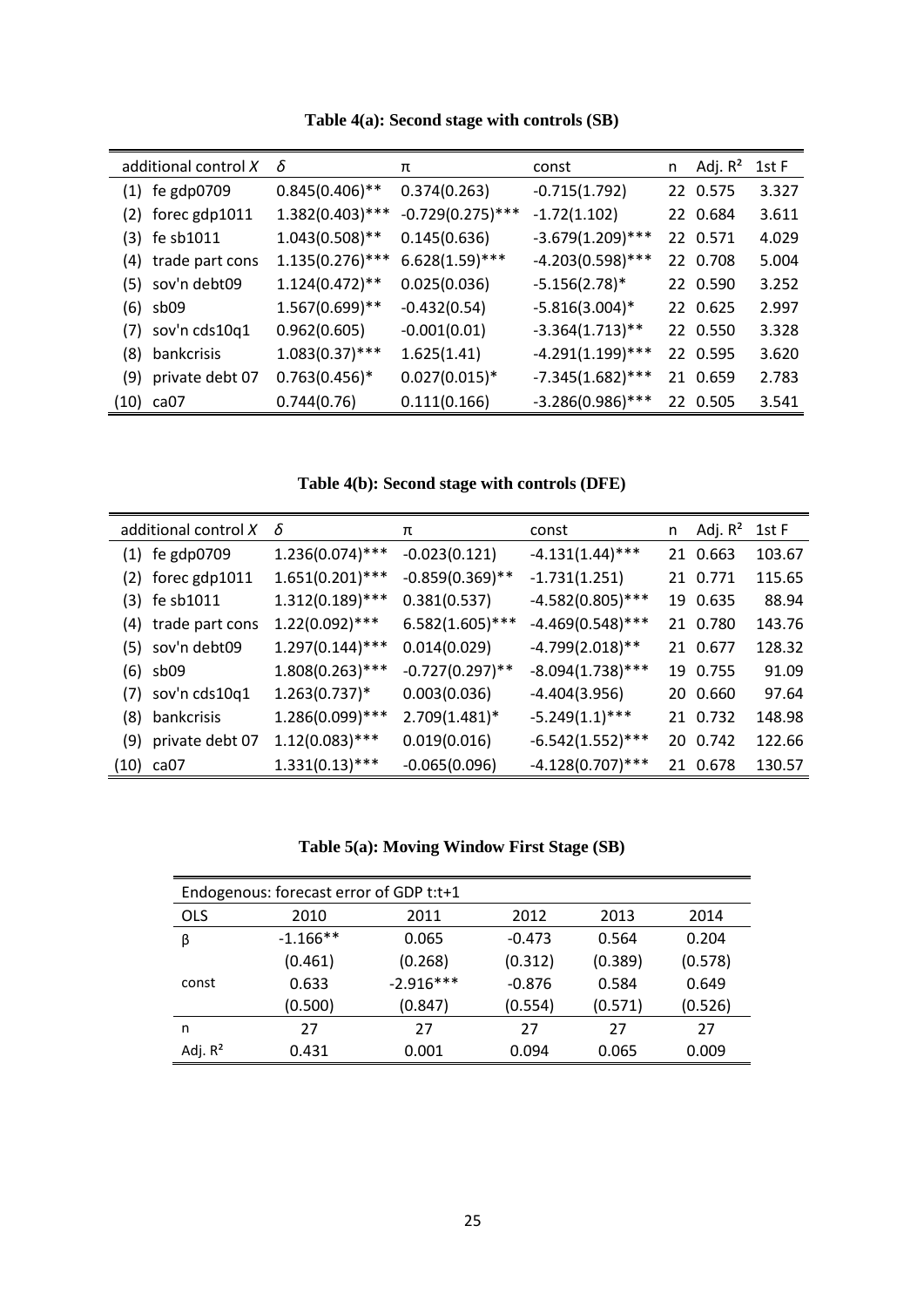**Table 4(a): Second stage with controls (SB)**

| | additional control *X* | $\delta$ | $\pi$ | const | n | Adj. $R^2$ | 1st F |
|---|---|---|---|---|---|---|---|
| (1) | fe gdp0709 | 0.845(0.406)** | 0.374(0.263) | -0.715(1.792) | 22 | 0.575 | 3.327 |
| (2) | forec gdp1011 | 1.382(0.403)*** | -0.729(0.275)*** | -1.72(1.102) | 22 | 0.684 | 3.611 |
| (3) | fe sb1011 | 1.043(0.508)** | 0.145(0.636) | -3.679(1.209)*** | 22 | 0.571 | 4.029 |
| (4) | trade part cons | 1.135(0.276)*** | 6.628(1.59)*** | -4.203(0.598)*** | 22 | 0.708 | 5.004 |
| (5) | sov'n debt09 | 1.124(0.472)** | 0.025(0.036) | -5.156(2.78)* | 22 | 0.590 | 3.252 |
| (6) | sb09 | 1.567(0.699)** | -0.432(0.54) | -5.816(3.004)* | 22 | 0.625 | 2.997 |
| (7) | sov'n cds10q1 | 0.962(0.605) | -0.001(0.01) | -3.364(1.713)** | 22 | 0.550 | 3.328 |
| (8) | bankcrisis | 1.083(0.37)*** | 1.625(1.41) | -4.291(1.199)*** | 22 | 0.595 | 3.620 |
| (9) | private debt 07 | 0.763(0.456)* | 0.027(0.015)* | -7.345(1.682)*** | 21 | 0.659 | 2.783 |
| (10) | ca07 | 0.744(0.76) | 0.111(0.166) | -3.286(0.986)*** | 22 | 0.505 | 3.541 |

**Table 4(b): Second stage with controls (DFE)**

| | additional control *X* | $\delta$ | $\pi$ | const | n | Adj. $R^2$ | 1st F |
|---|---|---|---|---|---|---|---|
| (1) | fe gdp0709 | 1.236(0.074)*** | -0.023(0.121) | -4.131(1.44)*** | 21 | 0.663 | 103.67 |
| (2) | forec gdp1011 | 1.651(0.201)*** | -0.859(0.369)** | -1.731(1.251) | 21 | 0.771 | 115.65 |
| (3) | fe sb1011 | 1.312(0.189)*** | 0.381(0.537) | -4.582(0.805)*** | 19 | 0.635 | 88.94 |
| (4) | trade part cons | 1.22(0.092)*** | 6.582(1.605)*** | -4.469(0.548)*** | 21 | 0.780 | 143.76 |
| (5) | sov'n debt09 | 1.297(0.144)*** | 0.014(0.029) | -4.799(2.018)** | 21 | 0.677 | 128.32 |
| (6) | sb09 | 1.808(0.263)*** | -0.727(0.297)** | -8.094(1.738)*** | 19 | 0.755 | 91.09 |
| (7) | sov'n cds10q1 | 1.263(0.737)* | 0.003(0.036) | -4.404(3.956) | 20 | 0.660 | 97.64 |
| (8) | bankcrisis | 1.286(0.099)*** | 2.709(1.481)* | -5.249(1.1)*** | 21 | 0.732 | 148.98 |
| (9) | private debt 07 | 1.12(0.083)*** | 0.019(0.016) | -6.542(1.552)*** | 20 | 0.742 | 122.66 |
| (10) | ca07 | 1.331(0.13)*** | -0.065(0.096) | -4.128(0.707)*** | 21 | 0.678 | 130.57 |

**Table 5(a): Moving Window First Stage (SB)**

| Endogenous: forecast error of GDP t:t+1 | | | | | |
|---|---|---|---|---|---|
| OLS | 2010 | 2011 | 2012 | 2013 | 2014 |
| $\beta$ | -1.166** | 0.065 | -0.473 | 0.564 | 0.204 |
| | (0.461) | (0.268) | (0.312) | (0.389) | (0.578) |
| const | 0.633 | -2.916*** | -0.876 | 0.584 | 0.649 |
| | (0.500) | (0.847) | (0.554) | (0.571) | (0.526) |
| n | 27 | 27 | 27 | 27 | 27 |
| Adj. $R^2$ | 0.431 | 0.001 | 0.094 | 0.065 | 0.009 |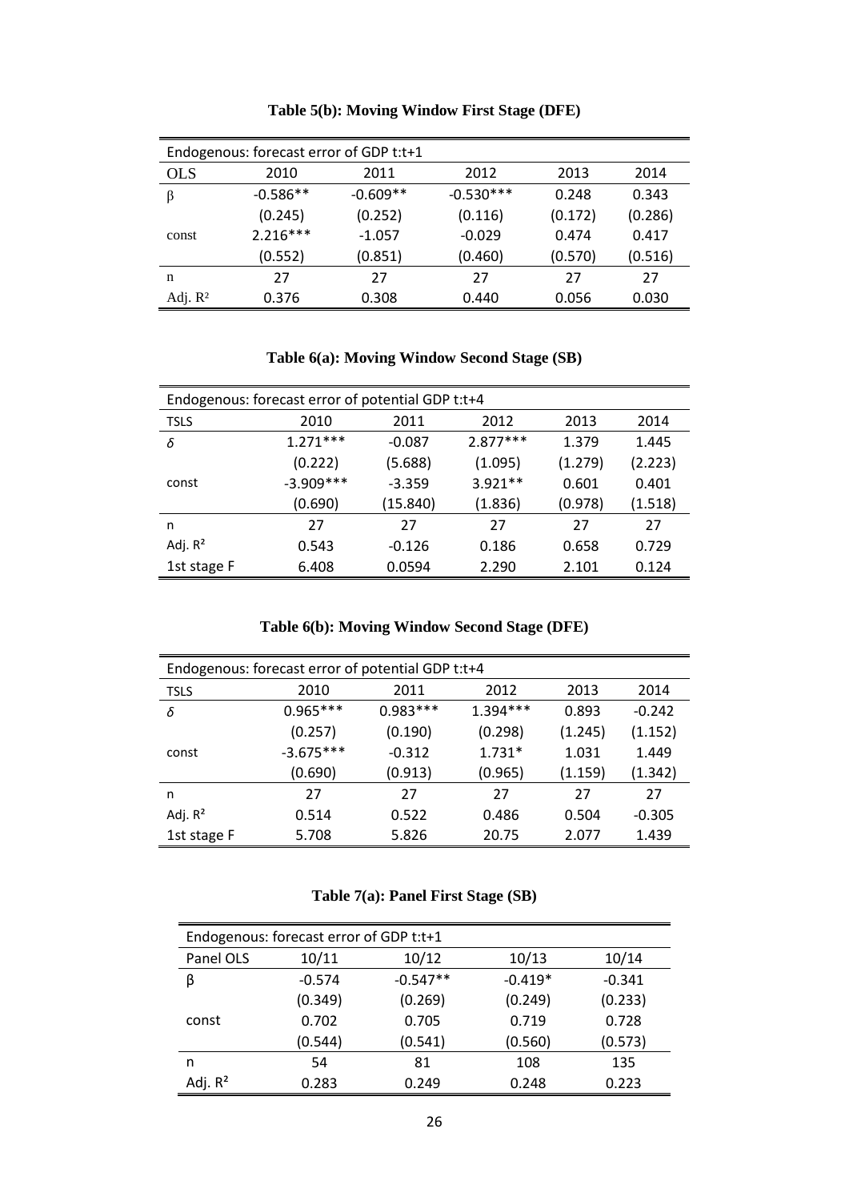**Table 5(b): Moving Window First Stage (DFE)**

| Endogenous: forecast error of GDP t:t+1 | | | | | |
|---|---|---|---|---|---|
| OLS | 2010 | 2011 | 2012 | 2013 | 2014 |
| β | -0.586** | -0.609** | -0.530*** | 0.248 | 0.343 |
| | (0.245) | (0.252) | (0.116) | (0.172) | (0.286) |
| const | 2.216*** | -1.057 | -0.029 | 0.474 | 0.417 |
| | (0.552) | (0.851) | (0.460) | (0.570) | (0.516) |
| n | 27 | 27 | 27 | 27 | 27 |
| Adj. $R^2$ | 0.376 | 0.308 | 0.440 | 0.056 | 0.030 |

**Table 6(a): Moving Window Second Stage (SB)**

| Endogenous: forecast error of potential GDP t:t+4 | | | | | |
|---|---|---|---|---|---|
| TSLS | 2010 | 2011 | 2012 | 2013 | 2014 |
| δ | 1.271*** | -0.087 | 2.877*** | 1.379 | 1.445 |
| | (0.222) | (5.688) | (1.095) | (1.279) | (2.223) |
| const | -3.909*** | -3.359 | 3.921** | 0.601 | 0.401 |
| | (0.690) | (15.840) | (1.836) | (0.978) | (1.518) |
| n | 27 | 27 | 27 | 27 | 27 |
| Adj. $R^2$ | 0.543 | -0.126 | 0.186 | 0.658 | 0.729 |
| 1st stage F | 6.408 | 0.0594 | 2.290 | 2.101 | 0.124 |

**Table 6(b): Moving Window Second Stage (DFE)**

| Endogenous: forecast error of potential GDP t:t+4 | | | | | |
|---|---|---|---|---|---|
| TSLS | 2010 | 2011 | 2012 | 2013 | 2014 |
| δ | 0.965*** | 0.983*** | 1.394*** | 0.893 | -0.242 |
| | (0.257) | (0.190) | (0.298) | (1.245) | (1.152) |
| const | -3.675*** | -0.312 | 1.731* | 1.031 | 1.449 |
| | (0.690) | (0.913) | (0.965) | (1.159) | (1.342) |
| n | 27 | 27 | 27 | 27 | 27 |
| Adj. $R^2$ | 0.514 | 0.522 | 0.486 | 0.504 | -0.305 |
| 1st stage F | 5.708 | 5.826 | 20.75 | 2.077 | 1.439 |

**Table 7(a): Panel First Stage (SB)**

| Endogenous: forecast error of GDP t:t+1 | | | | |
|---|---|---|---|---|
| Panel OLS | 10/11 | 10/12 | 10/13 | 10/14 |
| β | -0.574 | -0.547** | -0.419* | -0.341 |
| | (0.349) | (0.269) | (0.249) | (0.233) |
| const | 0.702 | 0.705 | 0.719 | 0.728 |
| | (0.544) | (0.541) | (0.560) | (0.573) |
| n | 54 | 81 | 108 | 135 |
| Adj. $R^2$ | 0.283 | 0.249 | 0.248 | 0.223 |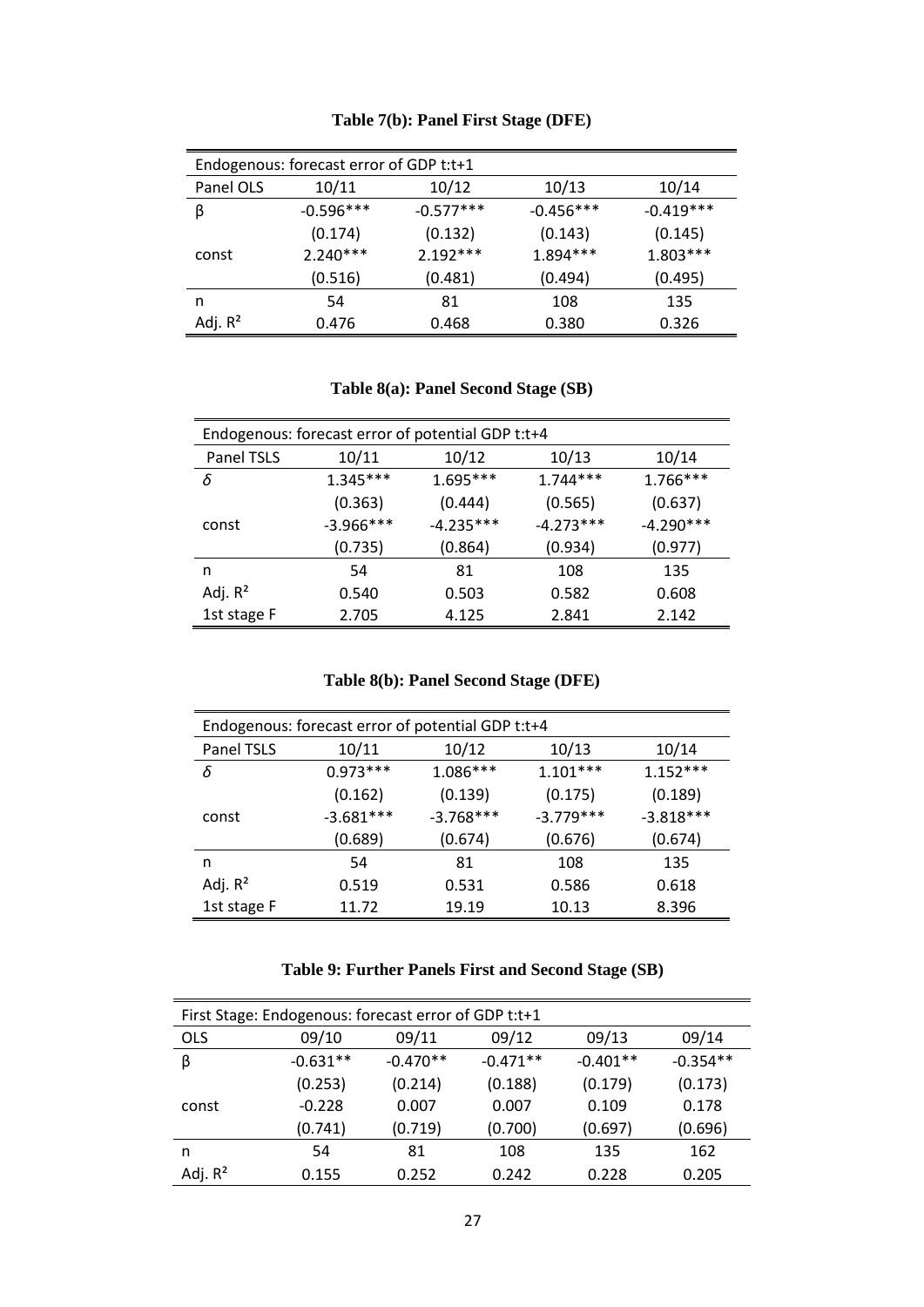**Table 7(b): Panel First Stage (DFE)**

| Endogenous: forecast error of GDP t:t+1 | | | | |
|---|---|---|---|---|
| Panel OLS | 10/11 | 10/12 | 10/13 | 10/14 |
| β | -0.596*** | -0.577*** | -0.456*** | -0.419*** |
| | (0.174) | (0.132) | (0.143) | (0.145) |
| const | 2.240*** | 2.192*** | 1.894*** | 1.803*** |
| | (0.516) | (0.481) | (0.494) | (0.495) |
| n | 54 | 81 | 108 | 135 |
| Adj. $R^2$ | 0.476 | 0.468 | 0.380 | 0.326 |

**Table 8(a): Panel Second Stage (SB)**

| Endogenous: forecast error of potential GDP t:t+4 | | | | |
|---|---|---|---|---|
| Panel TSLS | 10/11 | 10/12 | 10/13 | 10/14 |
| $\delta$ | 1.345*** | 1.695*** | 1.744*** | 1.766*** |
| | (0.363) | (0.444) | (0.565) | (0.637) |
| const | -3.966*** | -4.235*** | -4.273*** | -4.290*** |
| | (0.735) | (0.864) | (0.934) | (0.977) |
| n | 54 | 81 | 108 | 135 |
| Adj. $R^2$ | 0.540 | 0.503 | 0.582 | 0.608 |
| 1st stage F | 2.705 | 4.125 | 2.841 | 2.142 |

**Table 8(b): Panel Second Stage (DFE)**

| Endogenous: forecast error of potential GDP t:t+4 | | | | |
|---|---|---|---|---|
| Panel TSLS | 10/11 | 10/12 | 10/13 | 10/14 |
| $\delta$ | 0.973*** | 1.086*** | 1.101*** | 1.152*** |
| | (0.162) | (0.139) | (0.175) | (0.189) |
| const | -3.681*** | -3.768*** | -3.779*** | -3.818*** |
| | (0.689) | (0.674) | (0.676) | (0.674) |
| n | 54 | 81 | 108 | 135 |
| Adj. $R^2$ | 0.519 | 0.531 | 0.586 | 0.618 |
| 1st stage F | 11.72 | 19.19 | 10.13 | 8.396 |

**Table 9: Further Panels First and Second Stage (SB)**

| First Stage: Endogenous: forecast error of GDP t:t+1 | | | | | |
|---|---|---|---|---|---|
| OLS | 09/10 | 09/11 | 09/12 | 09/13 | 09/14 |
| β | -0.631** | -0.470** | -0.471** | -0.401** | -0.354** |
| | (0.253) | (0.214) | (0.188) | (0.179) | (0.173) |
| const | -0.228 | 0.007 | 0.007 | 0.109 | 0.178 |
| | (0.741) | (0.719) | (0.700) | (0.697) | (0.696) |
| n | 54 | 81 | 108 | 135 | 162 |
| Adj. $R^2$ | 0.155 | 0.252 | 0.242 | 0.228 | 0.205 |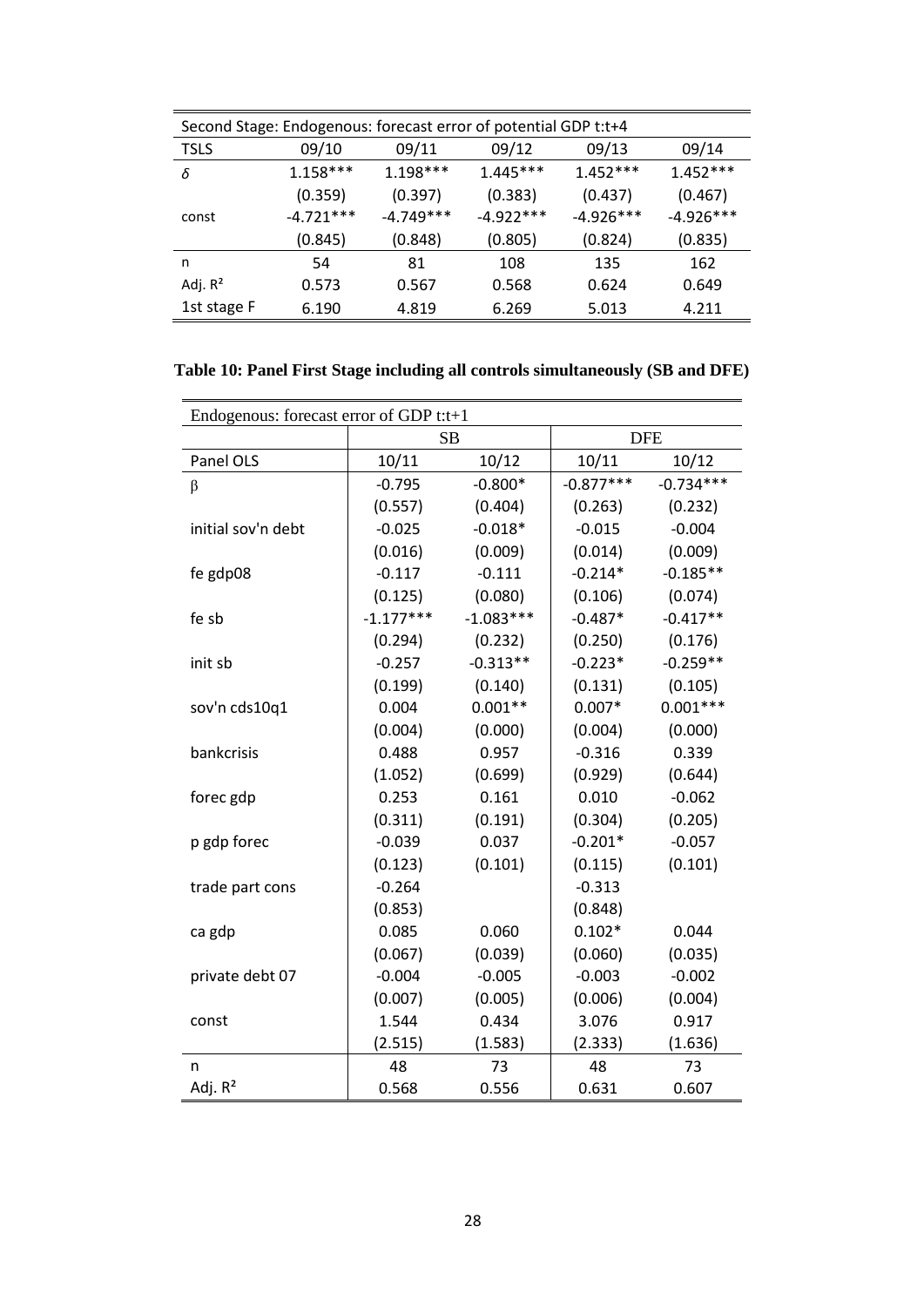| Second Stage: Endogenous: forecast error of potential GDP t:t+4 | | | | | |
|---|---|---|---|---|---|
| TSLS | 09/10 | 09/11 | 09/12 | 09/13 | 09/14 |
| $\delta$ | 1.158*** | 1.198*** | 1.445*** | 1.452*** | 1.452*** |
| | (0.359) | (0.397) | (0.383) | (0.437) | (0.467) |
| const | -4.721*** | -4.749*** | -4.922*** | -4.926*** | -4.926*** |
| | (0.845) | (0.848) | (0.805) | (0.824) | (0.835) |
| n | 54 | 81 | 108 | 135 | 162 |
| Adj. $R^2$ | 0.573 | 0.567 | 0.568 | 0.624 | 0.649 |
| 1st stage F | 6.190 | 4.819 | 6.269 | 5.013 | 4.211 |

**Table 10: Panel First Stage including all controls simultaneously (SB and DFE)**

| Endogenous: forecast error of GDP t:t+1 | | | | |
|---|---|---|---|---|
| | SB | | DFE | |
| Panel OLS | 10/11 | 10/12 | 10/11 | 10/12 |
| $\beta$ | -0.795 | -0.800* | -0.877*** | -0.734*** |
| | (0.557) | (0.404) | (0.263) | (0.232) |
| initial sov'n debt | -0.025 | -0.018* | -0.015 | -0.004 |
| | (0.016) | (0.009) | (0.014) | (0.009) |
| fe gdp08 | -0.117 | -0.111 | -0.214* | -0.185** |
| | (0.125) | (0.080) | (0.106) | (0.074) |
| fe sb | -1.177*** | -1.083*** | -0.487* | -0.417** |
| | (0.294) | (0.232) | (0.250) | (0.176) |
| init sb | -0.257 | -0.313** | -0.223* | -0.259** |
| | (0.199) | (0.140) | (0.131) | (0.105) |
| sov'n cds10q1 | 0.004 | 0.001** | 0.007* | 0.001*** |
| | (0.004) | (0.000) | (0.004) | (0.000) |
| bankcrisis | 0.488 | 0.957 | -0.316 | 0.339 |
| | (1.052) | (0.699) | (0.929) | (0.644) |
| forec gdp | 0.253 | 0.161 | 0.010 | -0.062 |
| | (0.311) | (0.191) | (0.304) | (0.205) |
| p gdp forec | -0.039 | 0.037 | -0.201* | -0.057 |
| | (0.123) | (0.101) | (0.115) | (0.101) |
| trade part cons | -0.264 | | -0.313 | |
| | (0.853) | | (0.848) | |
| ca gdp | 0.085 | 0.060 | 0.102* | 0.044 |
| | (0.067) | (0.039) | (0.060) | (0.035) |
| private debt 07 | -0.004 | -0.005 | -0.003 | -0.002 |
| | (0.007) | (0.005) | (0.006) | (0.004) |
| const | 1.544 | 0.434 | 3.076 | 0.917 |
| | (2.515) | (1.583) | (2.333) | (1.636) |
| n | 48 | 73 | 48 | 73 |
| Adj. $R^2$ | 0.568 | 0.556 | 0.631 | 0.607 |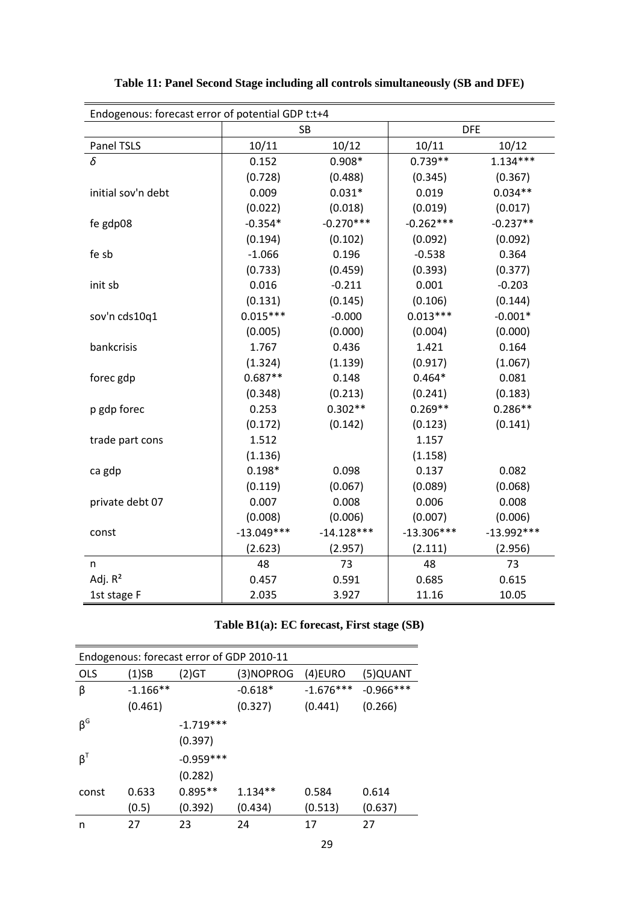**Table 11: Panel Second Stage including all controls simultaneously (SB and DFE)**

| Endogenous: forecast error of potential GDP t:t+4 | | | | |
|---|---|---|---|---|
| | SB | | DFE | |
| Panel TSLS | 10/11 | 10/12 | 10/11 | 10/12 |
| $\delta$ | 0.152 | 0.908* | 0.739** | 1.134*** |
| | (0.728) | (0.488) | (0.345) | (0.367) |
| initial sov'n debt | 0.009 | 0.031* | 0.019 | 0.034** |
| | (0.022) | (0.018) | (0.019) | (0.017) |
| fe gdp08 | -0.354* | -0.270*** | -0.262*** | -0.237** |
| | (0.194) | (0.102) | (0.092) | (0.092) |
| fe sb | -1.066 | 0.196 | -0.538 | 0.364 |
| | (0.733) | (0.459) | (0.393) | (0.377) |
| init sb | 0.016 | -0.211 | 0.001 | -0.203 |
| | (0.131) | (0.145) | (0.106) | (0.144) |
| sov'n cds10q1 | 0.015*** | -0.000 | 0.013*** | -0.001* |
| | (0.005) | (0.000) | (0.004) | (0.000) |
| bankcrisis | 1.767 | 0.436 | 1.421 | 0.164 |
| | (1.324) | (1.139) | (0.917) | (1.067) |
| forec gdp | 0.687** | 0.148 | 0.464* | 0.081 |
| | (0.348) | (0.213) | (0.241) | (0.183) |
| p gdp forec | 0.253 | 0.302** | 0.269** | 0.286** |
| | (0.172) | (0.142) | (0.123) | (0.141) |
| trade part cons | 1.512 | | 1.157 | |
| | (1.136) | | (1.158) | |
| ca gdp | 0.198* | 0.098 | 0.137 | 0.082 |
| | (0.119) | (0.067) | (0.089) | (0.068) |
| private debt 07 | 0.007 | 0.008 | 0.006 | 0.008 |
| | (0.008) | (0.006) | (0.007) | (0.006) |
| const | -13.049*** | -14.128*** | -13.306*** | -13.992*** |
| | (2.623) | (2.957) | (2.111) | (2.956) |
| n | 48 | 73 | 48 | 73 |
| Adj. $R^2$ | 0.457 | 0.591 | 0.685 | 0.615 |
| 1st stage F | 2.035 | 3.927 | 11.16 | 10.05 |

**Table B1(a): EC forecast, First stage (SB)**

| Endogenous: forecast error of GDP 2010-11 | | | | | |
|---|---|---|---|---|---|
| OLS | (1)SB | (2)GT | (3)NOPROG | (4)EURO | (5)QUANT |
| $\beta$ | -1.166** | | -0.618* | -1.676*** | -0.966*** |
| | (0.461) | | (0.327) | (0.441) | (0.266) |
| $\beta^G$ | | -1.719*** | | | |
| | | (0.397) | | | |
| $\beta^T$ | | -0.959*** | | | |
| | | (0.282) | | | |
| const | 0.633 | 0.895** | 1.134** | 0.584 | 0.614 |
| | (0.5) | (0.392) | (0.434) | (0.513) | (0.637) |
| n | 27 | 23 | 24 | 17 | 27 |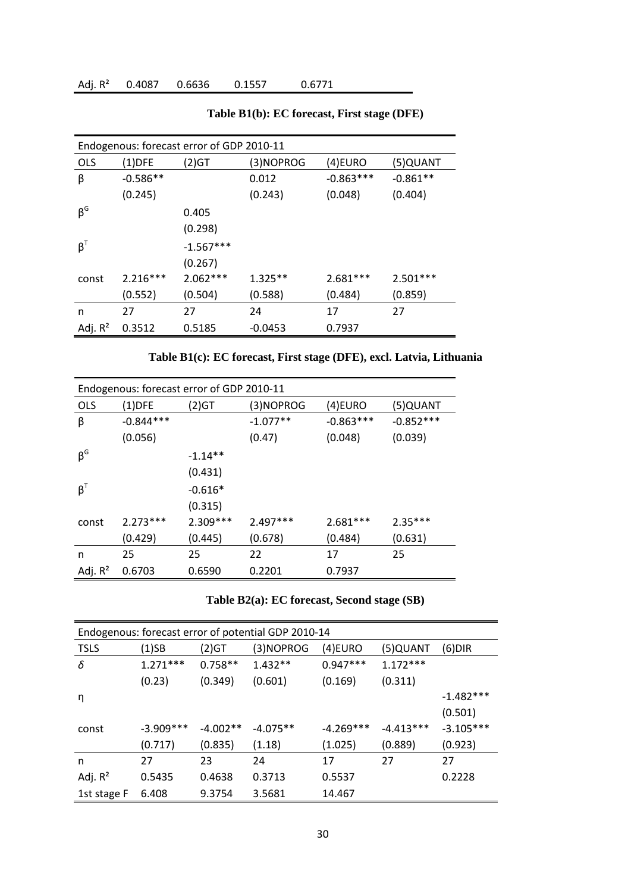| Adj. $R^2$ | 0.4087 | 0.6636 | 0.1557 | 0.6771 |
|---|---|---|---|---|

**Table B1(b): EC forecast, First stage (DFE)**

| Endogenous: forecast error of GDP 2010-11 | | | | | |
|---|---|---|---|---|---|
| OLS | (1)DFE | (2)GT | (3)NOPROG | (4)EURO | (5)QUANT |
| β | -0.586** | | 0.012 | -0.863*** | -0.861** |
| | (0.245) | | (0.243) | (0.048) | (0.404) |
| $β^G$ | | 0.405 | | | |
| | | (0.298) | | | |
| $β^T$ | | -1.567*** | | | |
| | | (0.267) | | | |
| const | 2.216*** | 2.062*** | 1.325** | 2.681*** | 2.501*** |
| | (0.552) | (0.504) | (0.588) | (0.484) | (0.859) |
| n | 27 | 27 | 24 | 17 | 27 |
| Adj. $R^2$ | 0.3512 | 0.5185 | -0.0453 | 0.7937 | |

**Table B1(c): EC forecast, First stage (DFE), excl. Latvia, Lithuania**

| Endogenous: forecast error of GDP 2010-11 | | | | | |
|---|---|---|---|---|---|
| OLS | (1)DFE | (2)GT | (3)NOPROG | (4)EURO | (5)QUANT |
| β | -0.844*** | | -1.077** | -0.863*** | -0.852*** |
| | (0.056) | | (0.47) | (0.048) | (0.039) |
| $β^G$ | | -1.14** | | | |
| | | (0.431) | | | |
| $β^T$ | | -0.616* | | | |
| | | (0.315) | | | |
| const | 2.273*** | 2.309*** | 2.497*** | 2.681*** | 2.35*** |
| | (0.429) | (0.445) | (0.678) | (0.484) | (0.631) |
| n | 25 | 25 | 22 | 17 | 25 |
| Adj. $R^2$ | 0.6703 | 0.6590 | 0.2201 | 0.7937 | |

**Table B2(a): EC forecast, Second stage (SB)**

| Endogenous: forecast error of potential GDP 2010-14 | | | | | | |
|---|---|---|---|---|---|---|
| TSLS | (1)SB | (2)GT | (3)NOPROG | (4)EURO | (5)QUANT | (6)DIR |
| δ | 1.271*** | 0.758** | 1.432** | 0.947*** | 1.172*** | |
| | (0.23) | (0.349) | (0.601) | (0.169) | (0.311) | |
| η | | | | | | -1.482*** |
| | | | | | | (0.501) |
| const | -3.909*** | -4.002** | -4.075** | -4.269*** | -4.413*** | -3.105*** |
| | (0.717) | (0.835) | (1.18) | (1.025) | (0.889) | (0.923) |
| n | 27 | 23 | 24 | 17 | 27 | 27 |
| Adj. $R^2$ | 0.5435 | 0.4638 | 0.3713 | 0.5537 | | 0.2228 |
| 1st stage F | 6.408 | 9.3754 | 3.5681 | 14.467 | | |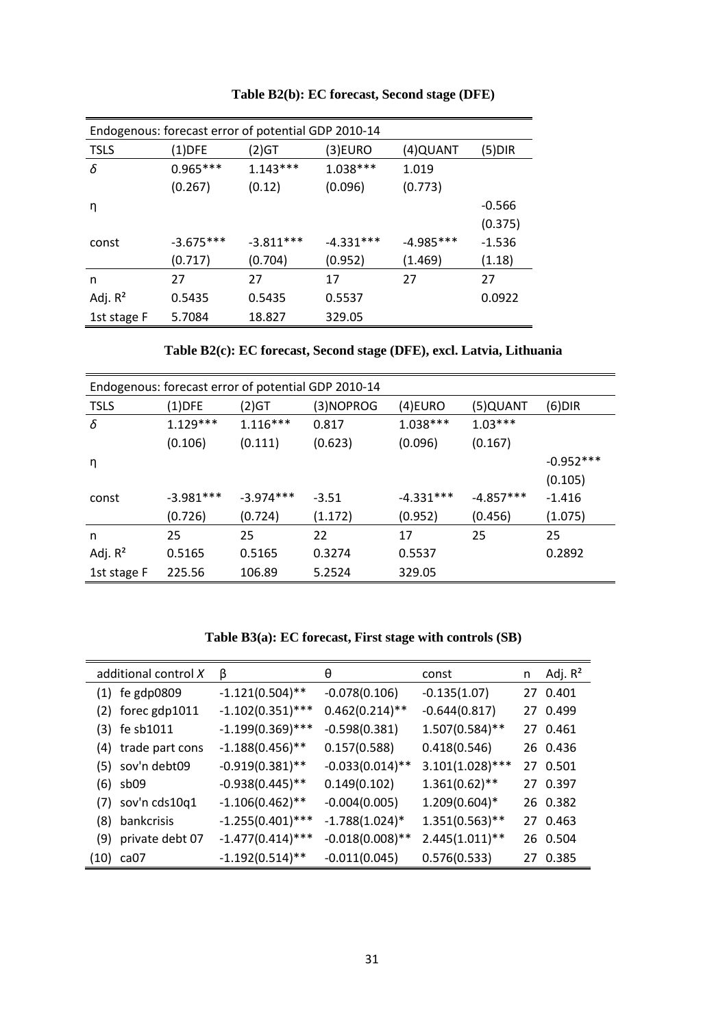**Table B2(b): EC forecast, Second stage (DFE)**

| Endogenous: forecast error of potential GDP 2010-14 | | | | | |
|---|---|---|---|---|---|
| TSLS | (1)DFE | (2)GT | (3)EURO | (4)QUANT | (5)DIR |
| $\delta$ | 0.965*** | 1.143*** | 1.038*** | 1.019 | |
| | (0.267) | (0.12) | (0.096) | (0.773) | |
| η | | | | | -0.566 |
| | | | | | (0.375) |
| const | -3.675*** | -3.811*** | -4.331*** | -4.985*** | -1.536 |
| | (0.717) | (0.704) | (0.952) | (1.469) | (1.18) |
| n | 27 | 27 | 17 | 27 | 27 |
| Adj. $R^2$ | 0.5435 | 0.5435 | 0.5537 | | 0.0922 |
| 1st stage F | 5.7084 | 18.827 | 329.05 | | |

**Table B2(c): EC forecast, Second stage (DFE), excl. Latvia, Lithuania**

| Endogenous: forecast error of potential GDP 2010-14 | | | | | | |
|---|---|---|---|---|---|---|
| TSLS | (1)DFE | (2)GT | (3)NOPROG | (4)EURO | (5)QUANT | (6)DIR |
| $\delta$ | 1.129*** | 1.116*** | 0.817 | 1.038*** | 1.03*** | |
| | (0.106) | (0.111) | (0.623) | (0.096) | (0.167) | |
| η | | | | | | -0.952*** |
| | | | | | | (0.105) |
| const | -3.981*** | -3.974*** | -3.51 | -4.331*** | -4.857*** | -1.416 |
| | (0.726) | (0.724) | (1.172) | (0.952) | (0.456) | (1.075) |
| n | 25 | 25 | 22 | 17 | 25 | 25 |
| Adj. $R^2$ | 0.5165 | 0.5165 | 0.3274 | 0.5537 | | 0.2892 |
| 1st stage F | 225.56 | 106.89 | 5.2524 | 329.05 | | |

**Table B3(a): EC forecast, First stage with controls (SB)**

| | additional control *X* | β | θ | const | n | Adj. $R^2$ |
|---|---|---|---|---|---|---|
| (1) | fe gdp0809 | -1.121(0.504)** | -0.078(0.106) | -0.135(1.07) | 27 | 0.401 |
| (2) | forec gdp1011 | -1.102(0.351)*** | 0.462(0.214)** | -0.644(0.817) | 27 | 0.499 |
| (3) | fe sb1011 | -1.199(0.369)*** | -0.598(0.381) | 1.507(0.584)** | 27 | 0.461 |
| (4) | trade part cons | -1.188(0.456)** | 0.157(0.588) | 0.418(0.546) | 26 | 0.436 |
| (5) | sov'n debt09 | -0.919(0.381)** | -0.033(0.014)** | 3.101(1.028)*** | 27 | 0.501 |
| (6) | sb09 | -0.938(0.445)** | 0.149(0.102) | 1.361(0.62)** | 27 | 0.397 |
| (7) | sov'n cds10q1 | -1.106(0.462)** | -0.004(0.005) | 1.209(0.604)* | 26 | 0.382 |
| (8) | bankcrisis | -1.255(0.401)*** | -1.788(1.024)* | 1.351(0.563)** | 27 | 0.463 |
| (9) | private debt 07 | -1.477(0.414)*** | -0.018(0.008)** | 2.445(1.011)** | 26 | 0.504 |
| (10) | ca07 | -1.192(0.514)** | -0.011(0.045) | 0.576(0.533) | 27 | 0.385 |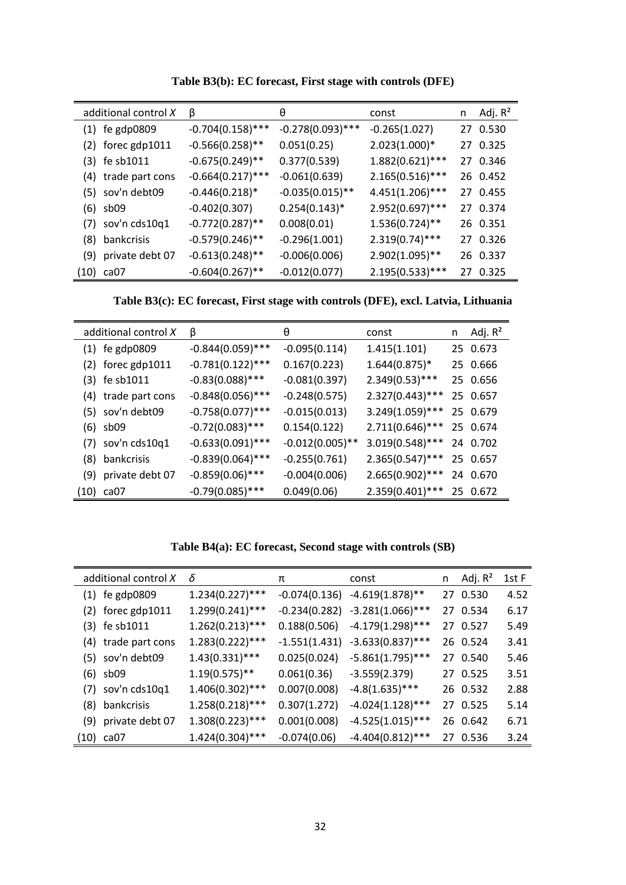**Table B3(b): EC forecast, First stage with controls (DFE)**

| | additional control $X$ | β | θ | const | n | Adj. $R^2$ |
|---|---|---|---|---|---|---|
| (1) | fe gdp0809 | -0.704(0.158)*** | -0.278(0.093)*** | -0.265(1.027) | 27 | 0.530 |
| (2) | forec gdp1011 | -0.566(0.258)** | 0.051(0.25) | 2.023(1.000)* | 27 | 0.325 |
| (3) | fe sb1011 | -0.675(0.249)** | 0.377(0.539) | 1.882(0.621)*** | 27 | 0.346 |
| (4) | trade part cons | -0.664(0.217)*** | -0.061(0.639) | 2.165(0.516)*** | 26 | 0.452 |
| (5) | sov'n debt09 | -0.446(0.218)* | -0.035(0.015)** | 4.451(1.206)*** | 27 | 0.455 |
| (6) | sb09 | -0.402(0.307) | 0.254(0.143)* | 2.952(0.697)*** | 27 | 0.374 |
| (7) | sov'n cds10q1 | -0.772(0.287)** | 0.008(0.01) | 1.536(0.724)** | 26 | 0.351 |
| (8) | bankcrisis | -0.579(0.246)** | -0.296(1.001) | 2.319(0.74)*** | 27 | 0.326 |
| (9) | private debt 07 | -0.613(0.248)** | -0.006(0.006) | 2.902(1.095)** | 26 | 0.337 |
| (10) | ca07 | -0.604(0.267)** | -0.012(0.077) | 2.195(0.533)*** | 27 | 0.325 |

**Table B3(c): EC forecast, First stage with controls (DFE), excl. Latvia, Lithuania**

| | additional control $X$ | β | θ | const | n | Adj. $R^2$ |
|---|---|---|---|---|---|---|
| (1) | fe gdp0809 | -0.844(0.059)*** | -0.095(0.114) | 1.415(1.101) | 25 | 0.673 |
| (2) | forec gdp1011 | -0.781(0.122)*** | 0.167(0.223) | 1.644(0.875)* | 25 | 0.666 |
| (3) | fe sb1011 | -0.83(0.088)*** | -0.081(0.397) | 2.349(0.53)*** | 25 | 0.656 |
| (4) | trade part cons | -0.848(0.056)*** | -0.248(0.575) | 2.327(0.443)*** | 25 | 0.657 |
| (5) | sov'n debt09 | -0.758(0.077)*** | -0.015(0.013) | 3.249(1.059)*** | 25 | 0.679 |
| (6) | sb09 | -0.72(0.083)*** | 0.154(0.122) | 2.711(0.646)*** | 25 | 0.674 |
| (7) | sov'n cds10q1 | -0.633(0.091)*** | -0.012(0.005)** | 3.019(0.548)*** | 24 | 0.702 |
| (8) | bankcrisis | -0.839(0.064)*** | -0.255(0.761) | 2.365(0.547)*** | 25 | 0.657 |
| (9) | private debt 07 | -0.859(0.06)*** | -0.004(0.006) | 2.665(0.902)*** | 24 | 0.670 |
| (10) | ca07 | -0.79(0.085)*** | 0.049(0.06) | 2.359(0.401)*** | 25 | 0.672 |

**Table B4(a): EC forecast, Second stage with controls (SB)**

| | additional control $X$ | $\delta$ | π | const | n | Adj. $R^2$ | 1st F |
|---|---|---|---|---|---|---|---|
| (1) | fe gdp0809 | 1.234(0.227)*** | -0.074(0.136) | -4.619(1.878)** | 27 | 0.530 | 4.52 |
| (2) | forec gdp1011 | 1.299(0.241)*** | -0.234(0.282) | -3.281(1.066)*** | 27 | 0.534 | 6.17 |
| (3) | fe sb1011 | 1.262(0.213)*** | 0.188(0.506) | -4.179(1.298)*** | 27 | 0.527 | 5.49 |
| (4) | trade part cons | 1.283(0.222)*** | -1.551(1.431) | -3.633(0.837)*** | 26 | 0.524 | 3.41 |
| (5) | sov'n debt09 | 1.43(0.331)*** | 0.025(0.024) | -5.861(1.795)*** | 27 | 0.540 | 5.46 |
| (6) | sb09 | 1.19(0.575)** | 0.061(0.36) | -3.559(2.379) | 27 | 0.525 | 3.51 |
| (7) | sov'n cds10q1 | 1.406(0.302)*** | 0.007(0.008) | -4.8(1.635)*** | 26 | 0.532 | 2.88 |
| (8) | bankcrisis | 1.258(0.218)*** | 0.307(1.272) | -4.024(1.128)*** | 27 | 0.525 | 5.14 |
| (9) | private debt 07 | 1.308(0.223)*** | 0.001(0.008) | -4.525(1.015)*** | 26 | 0.642 | 6.71 |
| (10) | ca07 | 1.424(0.304)*** | -0.074(0.06) | -4.404(0.812)*** | 27 | 0.536 | 3.24 |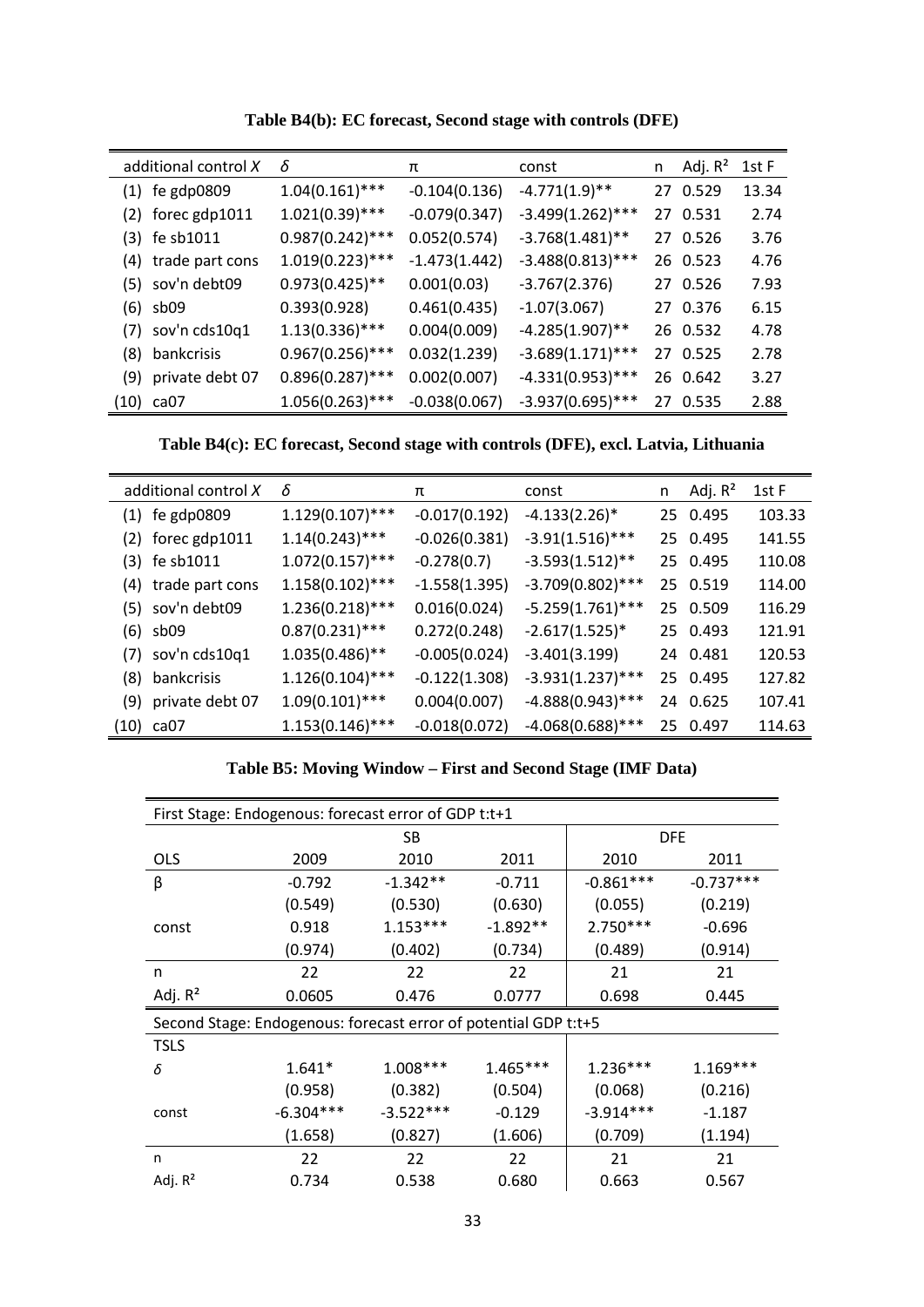**Table B4(b): EC forecast, Second stage with controls (DFE)**

| | additional control *X* | *δ* | π | const | n | Adj. $R^2$ | 1st F |
|---|---|---|---|---|---|---|---|
| (1) | fe gdp0809 | 1.04(0.161)*** | -0.104(0.136) | -4.771(1.9)** | 27 | 0.529 | 13.34 |
| (2) | forec gdp1011 | 1.021(0.39)*** | -0.079(0.347) | -3.499(1.262)*** | 27 | 0.531 | 2.74 |
| (3) | fe sb1011 | 0.987(0.242)*** | 0.052(0.574) | -3.768(1.481)** | 27 | 0.526 | 3.76 |
| (4) | trade part cons | 1.019(0.223)*** | -1.473(1.442) | -3.488(0.813)*** | 26 | 0.523 | 4.76 |
| (5) | sov'n debt09 | 0.973(0.425)** | 0.001(0.03) | -3.767(2.376) | 27 | 0.526 | 7.93 |
| (6) | sb09 | 0.393(0.928) | 0.461(0.435) | -1.07(3.067) | 27 | 0.376 | 6.15 |
| (7) | sov'n cds10q1 | 1.13(0.336)*** | 0.004(0.009) | -4.285(1.907)** | 26 | 0.532 | 4.78 |
| (8) | bankcrisis | 0.967(0.256)*** | 0.032(1.239) | -3.689(1.171)*** | 27 | 0.525 | 2.78 |
| (9) | private debt 07 | 0.896(0.287)*** | 0.002(0.007) | -4.331(0.953)*** | 26 | 0.642 | 3.27 |
| (10) | ca07 | 1.056(0.263)*** | -0.038(0.067) | -3.937(0.695)*** | 27 | 0.535 | 2.88 |

**Table B4(c): EC forecast, Second stage with controls (DFE), excl. Latvia, Lithuania**

| | additional control *X* | *δ* | π | const | n | Adj. $R^2$ | 1st F |
|---|---|---|---|---|---|---|---|
| (1) | fe gdp0809 | 1.129(0.107)*** | -0.017(0.192) | -4.133(2.26)* | 25 | 0.495 | 103.33 |
| (2) | forec gdp1011 | 1.14(0.243)*** | -0.026(0.381) | -3.91(1.516)*** | 25 | 0.495 | 141.55 |
| (3) | fe sb1011 | 1.072(0.157)*** | -0.278(0.7) | -3.593(1.512)** | 25 | 0.495 | 110.08 |
| (4) | trade part cons | 1.158(0.102)*** | -1.558(1.395) | -3.709(0.802)*** | 25 | 0.519 | 114.00 |
| (5) | sov'n debt09 | 1.236(0.218)*** | 0.016(0.024) | -5.259(1.761)*** | 25 | 0.509 | 116.29 |
| (6) | sb09 | 0.87(0.231)*** | 0.272(0.248) | -2.617(1.525)* | 25 | 0.493 | 121.91 |
| (7) | sov'n cds10q1 | 1.035(0.486)** | -0.005(0.024) | -3.401(3.199) | 24 | 0.481 | 120.53 |
| (8) | bankcrisis | 1.126(0.104)*** | -0.122(1.308) | -3.931(1.237)*** | 25 | 0.495 | 127.82 |
| (9) | private debt 07 | 1.09(0.101)*** | 0.004(0.007) | -4.888(0.943)*** | 24 | 0.625 | 107.41 |
| (10) | ca07 | 1.153(0.146)*** | -0.018(0.072) | -4.068(0.688)*** | 25 | 0.497 | 114.63 |

**Table B5: Moving Window – First and Second Stage (IMF Data)**

| First Stage: Endogenous: forecast error of GDP t:t+1 | | | | | |
|---|---|---|---|---|---|
| | SB | | | DFE | |
| OLS | 2009 | 2010 | 2011 | 2010 | 2011 |
| β | -0.792 | -1.342** | -0.711 | -0.861*** | -0.737*** |
| | (0.549) | (0.530) | (0.630) | (0.055) | (0.219) |
| const | 0.918 | 1.153*** | -1.892** | 2.750*** | -0.696 |
| | (0.974) | (0.402) | (0.734) | (0.489) | (0.914) |
| n | 22 | 22 | 22 | 21 | 21 |
| Adj. $R^2$ | 0.0605 | 0.476 | 0.0777 | 0.698 | 0.445 |
| **Second Stage: Endogenous: forecast error of potential GDP t:t+5** | | | | | |
| TSLS | | | | | |
| *δ* | 1.641* | 1.008*** | 1.465*** | 1.236*** | 1.169*** |
| | (0.958) | (0.382) | (0.504) | (0.068) | (0.216) |
| const | -6.304*** | -3.522*** | -0.129 | -3.914*** | -1.187 |
| | (1.658) | (0.827) | (1.606) | (0.709) | (1.194) |
| n | 22 | 22 | 22 | 21 | 21 |
| Adj. $R^2$ | 0.734 | 0.538 | 0.680 | 0.663 | 0.567 |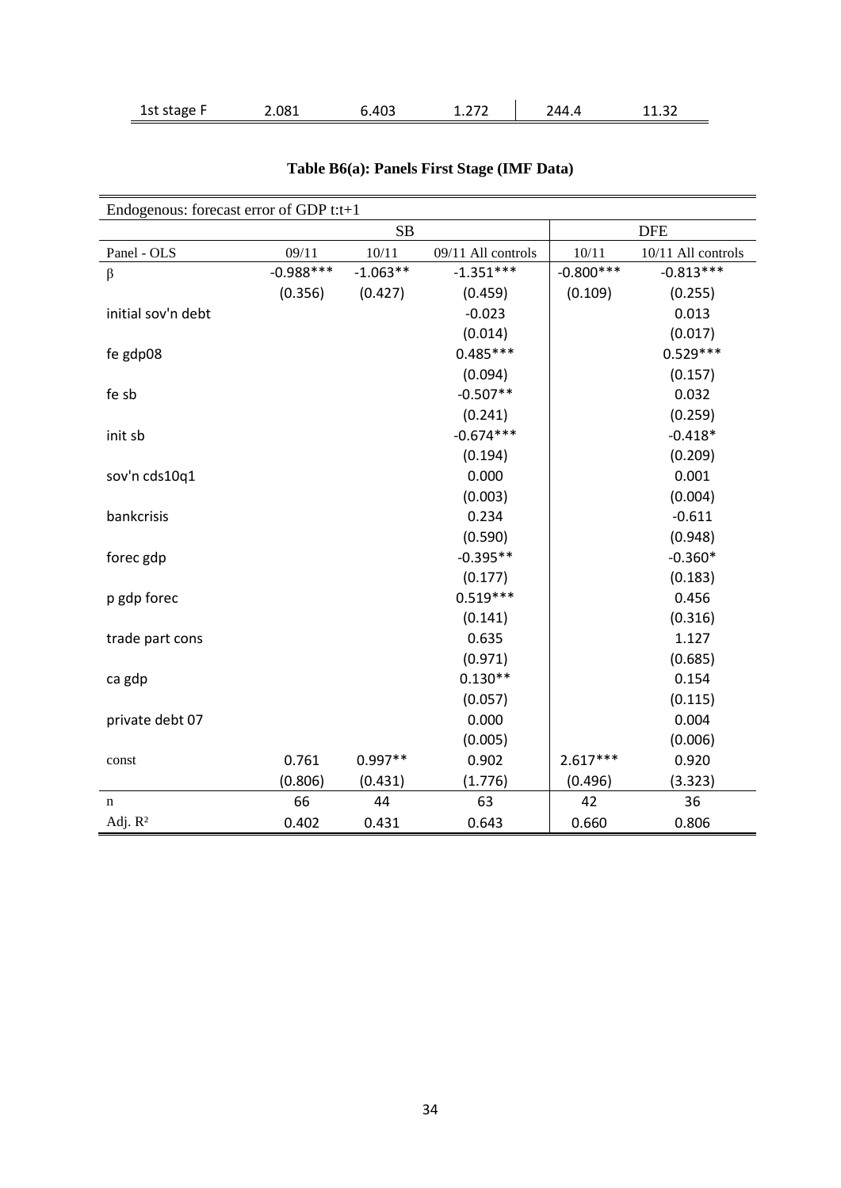| 1st stage F | 2.081 | 6.403 | 1.272 | 244.4 | 11.32 |
|---|---|---|---|---|---|

**Table B6(a): Panels First Stage (IMF Data)**

| Endogenous: forecast error of GDP t:t+1 | | | | | |
|---|---|---|---|---|---|
| | SB | | | DFE | |
| Panel - OLS | 09/11 | 10/11 | 09/11 All controls | 10/11 | 10/11 All controls |
| β | -0.988*** | -1.063** | -1.351*** | -0.800*** | -0.813*** |
| | (0.356) | (0.427) | (0.459) | (0.109) | (0.255) |
| initial sov'n debt | | | -0.023 | | 0.013 |
| | | | (0.014) | | (0.017) |
| fe gdp08 | | | 0.485*** | | 0.529*** |
| | | | (0.094) | | (0.157) |
| fe sb | | | -0.507** | | 0.032 |
| | | | (0.241) | | (0.259) |
| init sb | | | -0.674*** | | -0.418* |
| | | | (0.194) | | (0.209) |
| sov'n cds10q1 | | | 0.000 | | 0.001 |
| | | | (0.003) | | (0.004) |
| bankcrisis | | | 0.234 | | -0.611 |
| | | | (0.590) | | (0.948) |
| forec gdp | | | -0.395** | | -0.360* |
| | | | (0.177) | | (0.183) |
| p gdp forec | | | 0.519*** | | 0.456 |
| | | | (0.141) | | (0.316) |
| trade part cons | | | 0.635 | | 1.127 |
| | | | (0.971) | | (0.685) |
| ca gdp | | | 0.130** | | 0.154 |
| | | | (0.057) | | (0.115) |
| private debt 07 | | | 0.000 | | 0.004 |
| | | | (0.005) | | (0.006) |
| const | 0.761 | 0.997** | 0.902 | 2.617*** | 0.920 |
| | (0.806) | (0.431) | (1.776) | (0.496) | (3.323) |
| n | 66 | 44 | 63 | 42 | 36 |
| Adj. $R^2$ | 0.402 | 0.431 | 0.643 | 0.660 | 0.806 |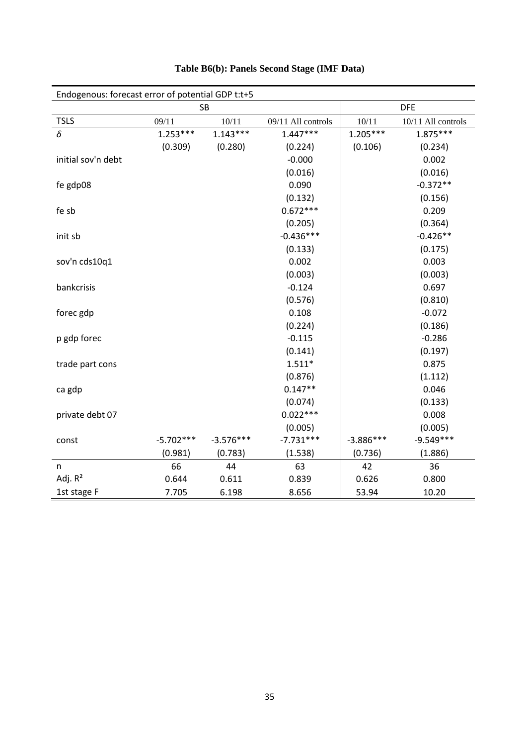**Table B6(b): Panels Second Stage (IMF Data)**

| Endogenous: forecast error of potential GDP t:t+5 | | | | | |
|---|---|---|---|---|---|
| | SB | | | DFE | |
| TSLS | 09/11 | 10/11 | 09/11 All controls | 10/11 | 10/11 All controls |
| $\delta$ | 1.253*** | 1.143*** | 1.447*** | 1.205*** | 1.875*** |
| | (0.309) | (0.280) | (0.224) | (0.106) | (0.234) |
| initial sov'n debt | | | -0.000 | | 0.002 |
| | | | (0.016) | | (0.016) |
| fe gdp08 | | | 0.090 | | -0.372** |
| | | | (0.132) | | (0.156) |
| fe sb | | | 0.672*** | | 0.209 |
| | | | (0.205) | | (0.364) |
| init sb | | | -0.436*** | | -0.426** |
| | | | (0.133) | | (0.175) |
| sov'n cds10q1 | | | 0.002 | | 0.003 |
| | | | (0.003) | | (0.003) |
| bankcrisis | | | -0.124 | | 0.697 |
| | | | (0.576) | | (0.810) |
| forec gdp | | | 0.108 | | -0.072 |
| | | | (0.224) | | (0.186) |
| p gdp forec | | | -0.115 | | -0.286 |
| | | | (0.141) | | (0.197) |
| trade part cons | | | 1.511* | | 0.875 |
| | | | (0.876) | | (1.112) |
| ca gdp | | | 0.147** | | 0.046 |
| | | | (0.074) | | (0.133) |
| private debt 07 | | | 0.022*** | | 0.008 |
| | | | (0.005) | | (0.005) |
| const | -5.702*** | -3.576*** | -7.731*** | -3.886*** | -9.549*** |
| | (0.981) | (0.783) | (1.538) | (0.736) | (1.886) |
| n | 66 | 44 | 63 | 42 | 36 |
| Adj. $R^2$ | 0.644 | 0.611 | 0.839 | 0.626 | 0.800 |
| 1st stage F | 7.705 | 6.198 | 8.656 | 53.94 | 10.20 |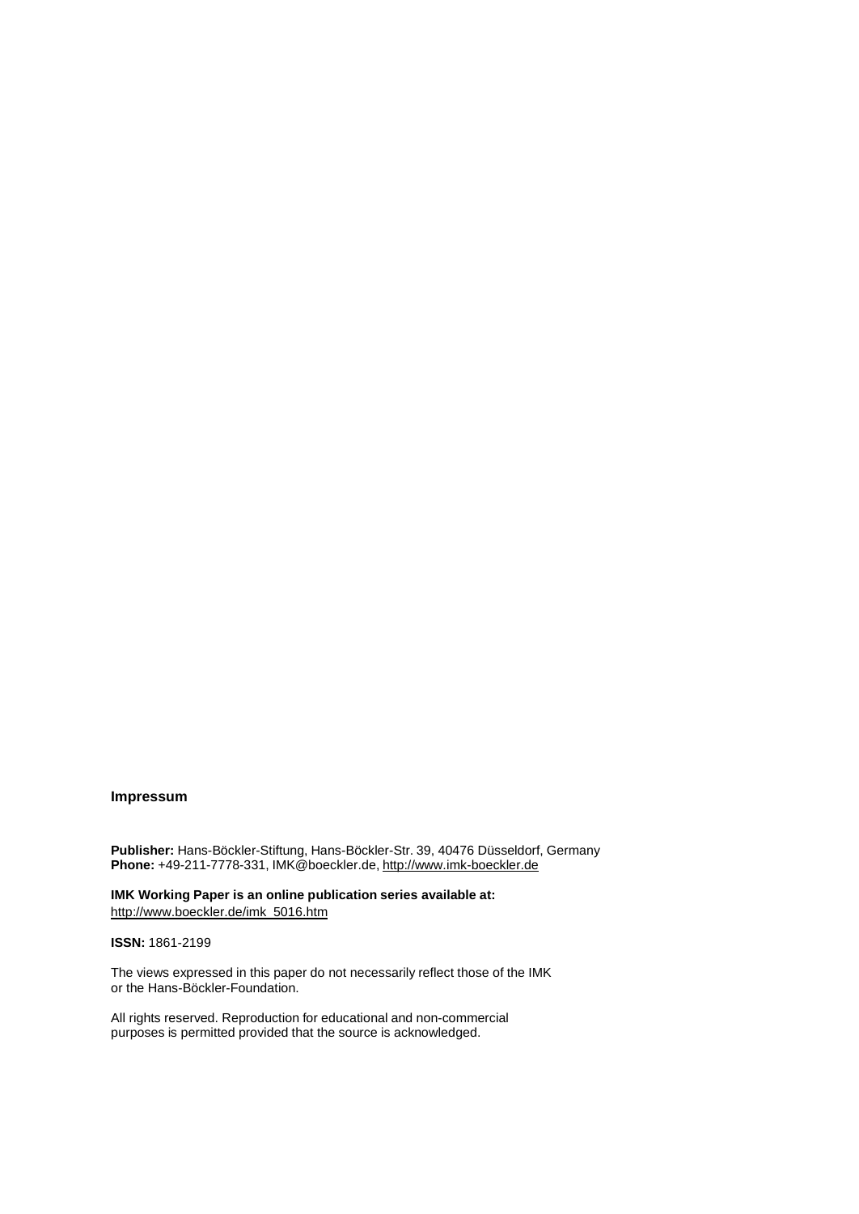### Impressum

**Publisher:** Hans-Böckler-Stiftung, Hans-Böckler-Str. 39, 40476 Düsseldorf, Germany
**Phone:** +49-211-7778-331, IMK@boeckler.de, http://www.imk-boeckler.de

**IMK Working Paper is an online publication series available at:**
http://www.boeckler.de/imk_5016.htm

**ISSN:** 1861-2199

The views expressed in this paper do not necessarily reflect those of the IMK or the Hans-Böckler-Foundation.

All rights reserved. Reproduction for educational and non-commercial purposes is permitted provided that the source is acknowledged.